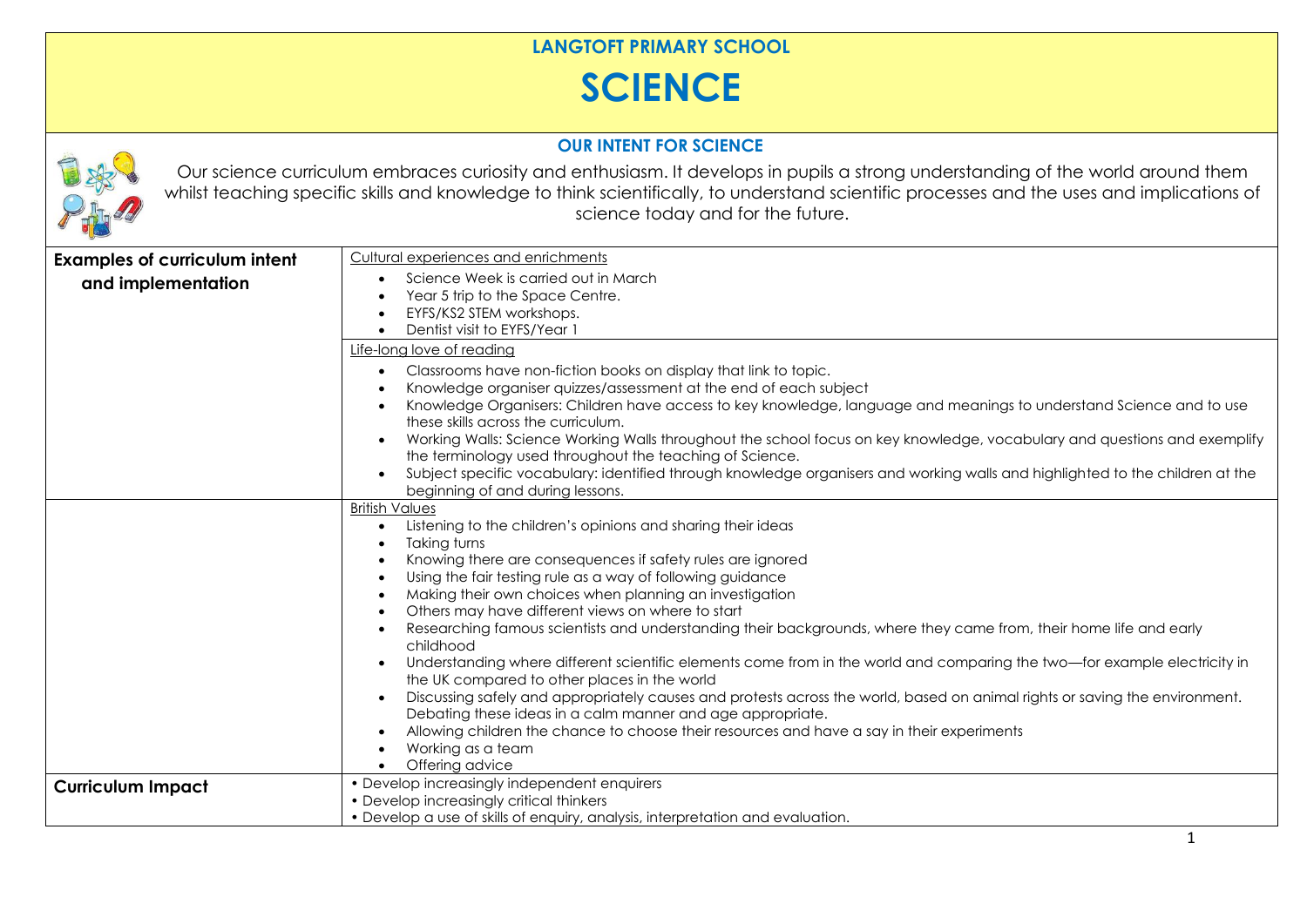# LANGTOFT PRIMARY SCHOOL

# SCIENCE

## OUR INTENT FOR SCIENCE

Our science curriculum embraces curiosity and enthusiasm. It develops in pupils a strong understanding of the world around them whilst teaching specific skills and knowledge to think scientifically, to understand scientific processes and the uses and implications of science today and for the future.

| | |
|---|---|
| **Examples of curriculum intent and implementation** | <u>Cultural experiences and enrichments</u><br>• Science Week is carried out in March<br>• Year 5 trip to the Space Centre.<br>• EYFS/KS2 STEM workshops.<br>• Dentist visit to EYFS/Year 1 |
| | <u>Life-long love of reading</u><br>• Classrooms have non-fiction books on display that link to topic.<br>• Knowledge organiser quizzes/assessment at the end of each subject<br>• Knowledge Organisers: Children have access to key knowledge, language and meanings to understand Science and to use these skills across the curriculum.<br>• Working Walls: Science Working Walls throughout the school focus on key knowledge, vocabulary and questions and exemplify the terminology used throughout the teaching of Science.<br>• Subject specific vocabulary: identified through knowledge organisers and working walls and highlighted to the children at the beginning of and during lessons. |
| | <u>British Values</u><br>• Listening to the children's opinions and sharing their ideas<br>• Taking turns<br>• Knowing there are consequences if safety rules are ignored<br>• Using the fair testing rule as a way of following guidance<br>• Making their own choices when planning an investigation<br>• Others may have different views on where to start<br>• Researching famous scientists and understanding their backgrounds, where they came from, their home life and early childhood<br>• Understanding where different scientific elements come from in the world and comparing the two—for example electricity in the UK compared to other places in the world<br>• Discussing safely and appropriately causes and protests across the world, based on animal rights or saving the environment. Debating these ideas in a calm manner and age appropriate.<br>• Allowing children the chance to choose their resources and have a say in their experiments<br>• Working as a team<br>• Offering advice |
| **Curriculum Impact** | • Develop increasingly independent enquirers<br>• Develop increasingly critical thinkers<br>• Develop a use of skills of enquiry, analysis, interpretation and evaluation. |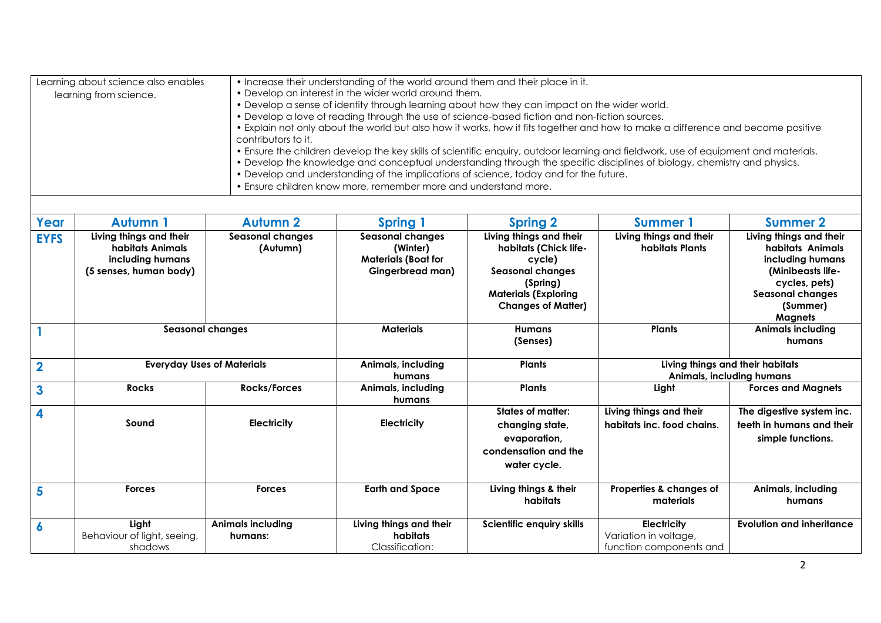| Learning about science also enables learning from science. | • Increase their understanding of the world around them and their place in it.<br>• Develop an interest in the wider world around them.<br>• Develop a sense of identity through learning about how they can impact on the wider world.<br>• Develop a love of reading through the use of science-based fiction and non-fiction sources.<br>• Explain not only about the world but also how it works, how it fits together and how to make a difference and become positive contributors to it.<br>• Ensure the children develop the key skills of scientific enquiry, outdoor learning and fieldwork, use of equipment and materials.<br>• Develop the knowledge and conceptual understanding through the specific disciplines of biology, chemistry and physics.<br>• Develop and understanding of the implications of science, today and for the future.<br>• Ensure children know more, remember more and understand more. |
|---|---|

| Year | Autumn 1 | Autumn 2 | Spring 1 | Spring 2 | Summer 1 | Summer 2 |
|---|---|---|---|---|---|---|
| **EYFS** | **Living things and their habitats Animals including humans (5 senses, human body)** | **Seasonal changes (Autumn)** | **Seasonal changes (Winter) Materials (Boat for Gingerbread man)** | **Living things and their habitats (Chick life-cycle) Seasonal changes (Spring) Materials (Exploring Changes of Matter)** | **Living things and their habitats Plants** | **Living things and their habitats Animals including humans (Minibeasts life-cycles, pets) Seasonal changes (Summer) Magnets** |
| **1** | **Seasonal changes** | | **Materials** | **Humans (Senses)** | **Plants** | **Animals including humans** |
| **2** | **Everyday Uses of Materials** | | **Animals, including humans** | **Plants** | **Living things and their habitats Animals, including humans** | |
| **3** | **Rocks** | **Rocks/Forces** | **Animals, including humans** | **Plants** | **Light** | **Forces and Magnets** |
| **4** | **Sound** | **Electricity** | **Electricity** | **States of matter: changing state, evaporation, condensation and the water cycle.** | **Living things and their habitats inc. food chains.** | **The digestive system inc. teeth in humans and their simple functions.** |
| **5** | **Forces** | **Forces** | **Earth and Space** | **Living things & their habitats** | **Properties & changes of materials** | **Animals, including humans** |
| **6** | **Light** Behaviour of light, seeing, shadows | **Animals including humans:** | **Living things and their habitats** Classification: | **Scientific enquiry skills** | **Electricity** Variation in voltage, function components and | **Evolution and inheritance** |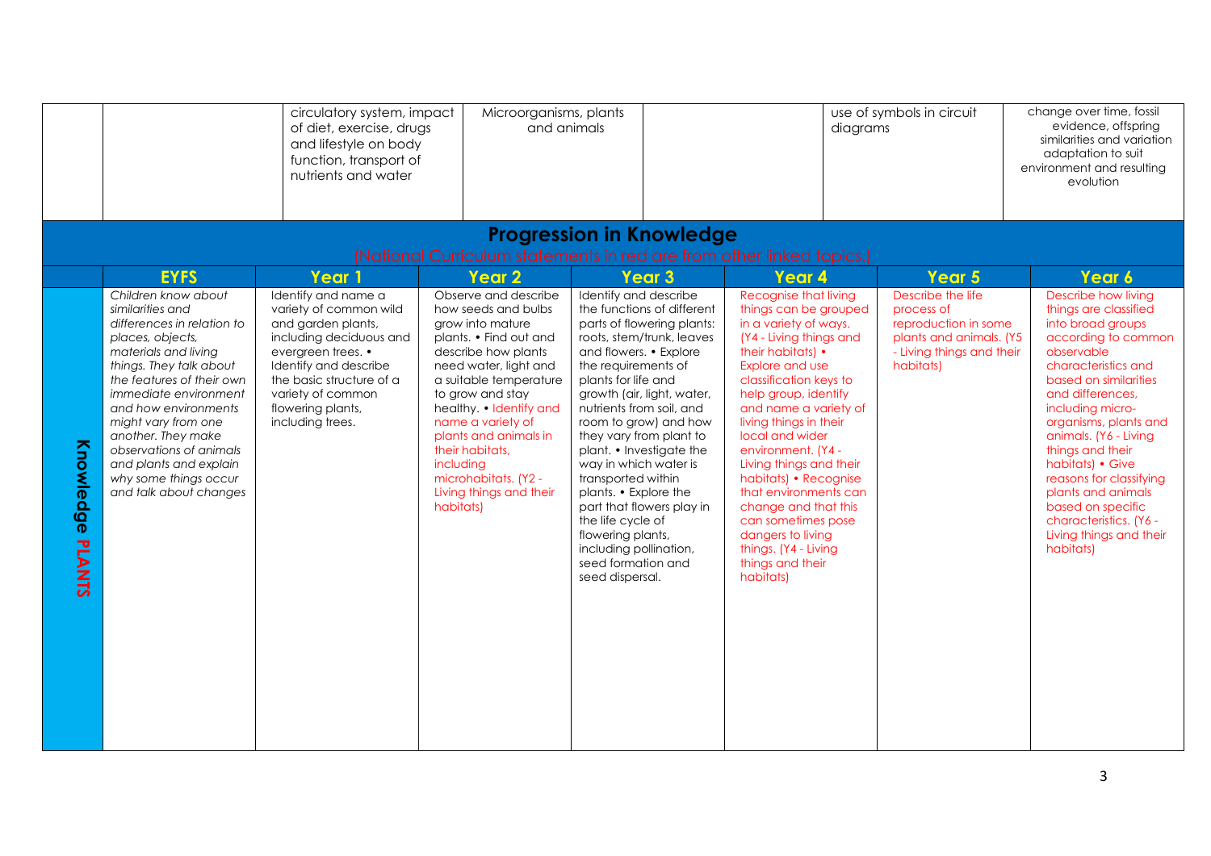| | | | | | | | |
|---|---|---|---|---|---|---|---|
| | | circulatory system, impact of diet, exercise, drugs and lifestyle on body function, transport of nutrients and water | Microorganisms, plants and animals | | | use of symbols in circuit diagrams | change over time, fossil evidence, offspring similarities and variation adaptation to suit environment and resulting evolution |

## Progression in Knowledge

(National Curriculum statements in red are from other linked topics.)

| | EYFS | Year 1 | Year 2 | Year 3 | Year 4 | Year 5 | Year 6 |
|---|---|---|---|---|---|---|---|
| Knowledge PLANTS | *Children know about similarities and differences in relation to places, objects, materials and living things. They talk about the features of their own immediate environment and how environments might vary from one another. They make observations of animals and plants and explain why some things occur and talk about changes* | Identify and name a variety of common wild and garden plants, including deciduous and evergreen trees. • Identify and describe the basic structure of a variety of common flowering plants, including trees. | Observe and describe how seeds and bulbs grow into mature plants. • Find out and describe how plants need water, light and a suitable temperature to grow and stay healthy. • Identify and name a variety of plants and animals in their habitats, including microhabitats. (Y2 - Living things and their habitats) | Identify and describe the functions of different parts of flowering plants: roots, stem/trunk, leaves and flowers. • Explore the requirements of plants for life and growth (air, light, water, nutrients from soil, and room to grow) and how they vary from plant to plant. • Investigate the way in which water is transported within plants. • Explore the part that flowers play in the life cycle of flowering plants, including pollination, seed formation and seed dispersal. | Recognise that living things can be grouped in a variety of ways. (Y4 - Living things and their habitats) • Explore and use classification keys to help group, identify and name a variety of living things in their local and wider environment. (Y4 - Living things and their habitats) • Recognise that environments can change and that this can sometimes pose dangers to living things. (Y4 - Living things and their habitats) | Describe the life process of reproduction in some plants and animals. (Y5 - Living things and their habitats) | Describe how living things are classified into broad groups according to common observable characteristics and based on similarities and differences, including micro-organisms, plants and animals. (Y6 - Living things and their habitats) • Give reasons for classifying plants and animals based on specific characteristics. (Y6 - Living things and their habitats) |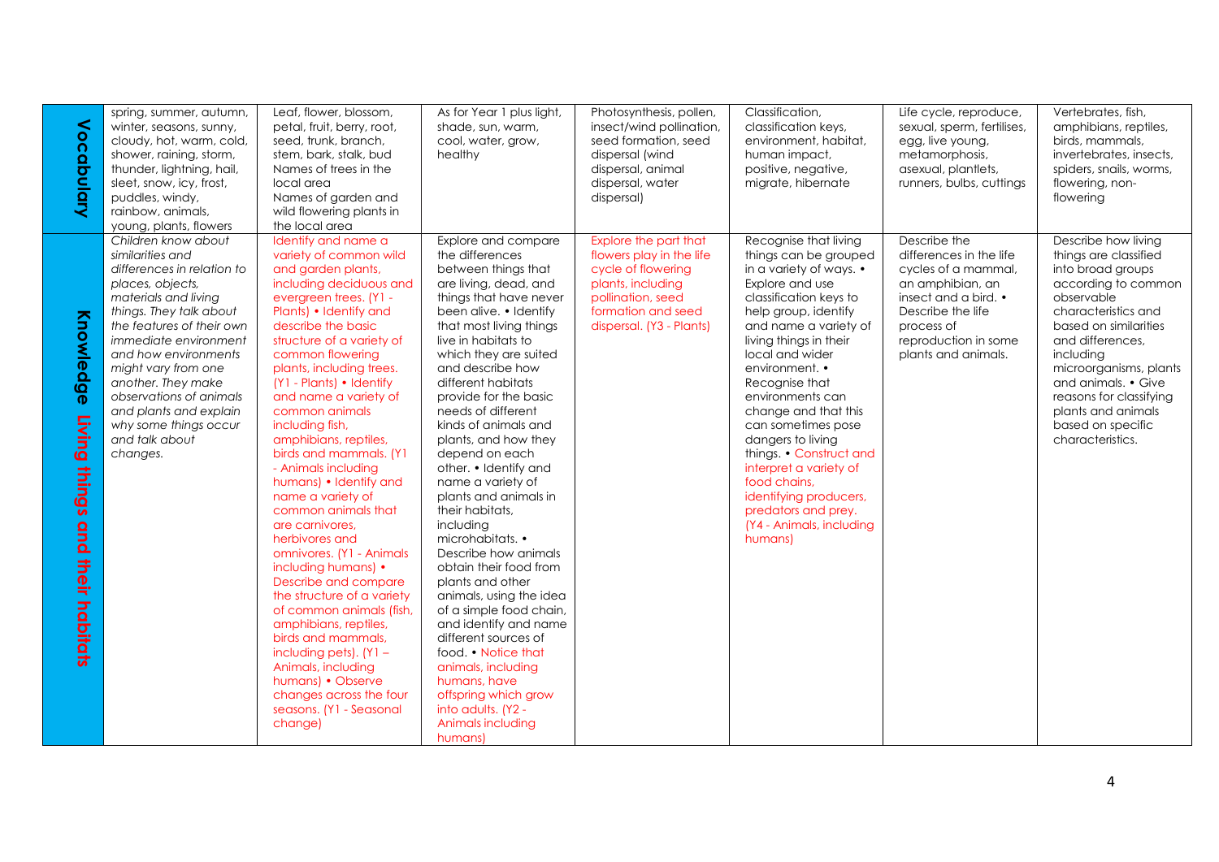| | | | | | | | |
|---|---|---|---|---|---|---|---|
| **Vocabulary** | spring, summer, autumn, winter, seasons, sunny, cloudy, hot, warm, cold, shower, raining, storm, thunder, lightning, hail, sleet, snow, icy, frost, puddles, windy, rainbow, animals, young, plants, flowers | Leaf, flower, blossom, petal, fruit, berry, root, seed, trunk, branch, stem, bark, stalk, bud Names of trees in the local area Names of garden and wild flowering plants in the local area | As for Year 1 plus light, shade, sun, warm, cool, water, grow, healthy | Photosynthesis, pollen, insect/wind pollination, seed formation, seed dispersal (wind dispersal, animal dispersal, water dispersal) | Classification, classification keys, environment, habitat, human impact, positive, negative, migrate, hibernate | Life cycle, reproduce, sexual, sperm, fertilises, egg, live young, metamorphosis, asexual, plantlets, runners, bulbs, cuttings | Vertebrates, fish, amphibians, reptiles, birds, mammals, invertebrates, insects, spiders, snails, worms, flowering, non-flowering |
| **Knowledge Living things and their habitats** | *Children know about similarities and differences in relation to places, objects, materials and living things. They talk about the features of their own immediate environment and how environments might vary from one another. They make observations of animals and plants and explain why some things occur and talk about changes.* | Identify and name a variety of common wild and garden plants, including deciduous and evergreen trees. (Y1 - Plants) • Identify and describe the basic structure of a variety of common flowering plants, including trees. (Y1 - Plants) • Identify and name a variety of common animals including fish, amphibians, reptiles, birds and mammals. (Y1 - Animals including humans) • Identify and name a variety of common animals that are carnivores, herbivores and omnivores. (Y1 - Animals including humans) • Describe and compare the structure of a variety of common animals (fish, amphibians, reptiles, birds and mammals, including pets). (Y1 – Animals, including humans) • Observe changes across the four seasons. (Y1 - Seasonal change) | Explore and compare the differences between things that are living, dead, and things that have never been alive. • Identify that most living things live in habitats to which they are suited and describe how different habitats provide for the basic needs of different kinds of animals and plants, and how they depend on each other. • Identify and name a variety of plants and animals in their habitats, including microhabitats. • Describe how animals obtain their food from plants and other animals, using the idea of a simple food chain, and identify and name different sources of food. • Notice that animals, including humans, have offspring which grow into adults. (Y2 - Animals including humans) | Explore the part that flowers play in the life cycle of flowering plants, including pollination, seed formation and seed dispersal. (Y3 - Plants) | Recognise that living things can be grouped in a variety of ways. • Explore and use classification keys to help group, identify and name a variety of living things in their local and wider environment. • Recognise that environments can change and that this can sometimes pose dangers to living things. • Construct and interpret a variety of food chains, identifying producers, predators and prey. (Y4 - Animals, including humans) | Describe the differences in the life cycles of a mammal, an amphibian, an insect and a bird. • Describe the life process of reproduction in some plants and animals. | Describe how living things are classified into broad groups according to common observable characteristics and based on similarities and differences, including microorganisms, plants and animals. • Give reasons for classifying plants and animals based on specific characteristics. |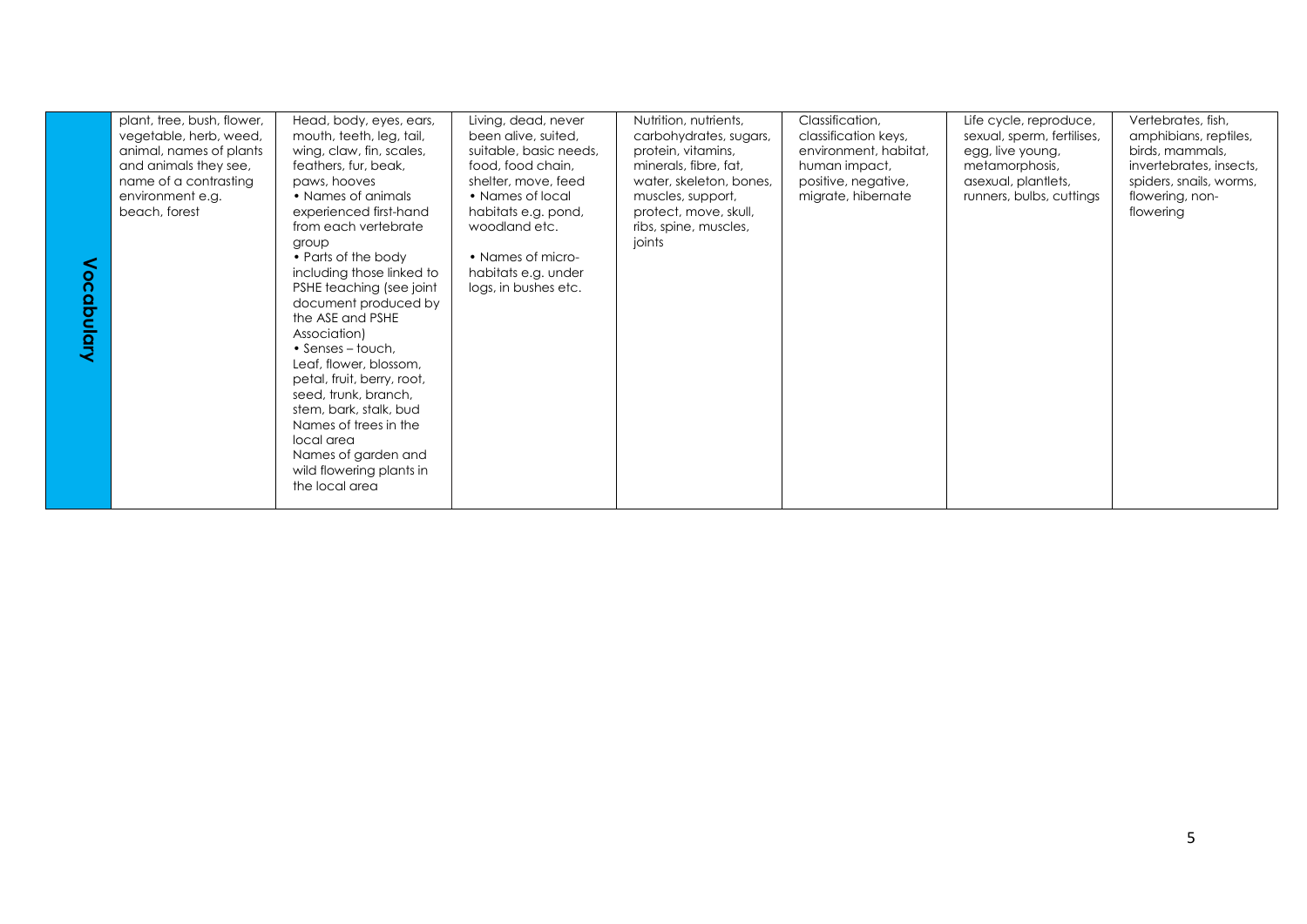| Vocabulary | plant, tree, bush, flower, vegetable, herb, weed, animal, names of plants and animals they see, name of a contrasting environment e.g. beach, forest | Head, body, eyes, ears, mouth, teeth, leg, tail, wing, claw, fin, scales, feathers, fur, beak, paws, hooves<br>• Names of animals experienced first-hand from each vertebrate group<br>• Parts of the body including those linked to PSHE teaching (see joint document produced by the ASE and PSHE Association)<br>• Senses – touch,<br>Leaf, flower, blossom, petal, fruit, berry, root, seed, trunk, branch, stem, bark, stalk, bud<br>Names of trees in the local area<br>Names of garden and wild flowering plants in the local area | Living, dead, never been alive, suited, suitable, basic needs, food, food chain, shelter, move, feed<br>• Names of local habitats e.g. pond, woodland etc.<br><br>• Names of micro-habitats e.g. under logs, in bushes etc. | Nutrition, nutrients, carbohydrates, sugars, protein, vitamins, minerals, fibre, fat, water, skeleton, bones, muscles, support, protect, move, skull, ribs, spine, muscles, joints | Classification, classification keys, environment, habitat, human impact, positive, negative, migrate, hibernate | Life cycle, reproduce, sexual, sperm, fertilises, egg, live young, metamorphosis, asexual, plantlets, runners, bulbs, cuttings | Vertebrates, fish, amphibians, reptiles, birds, mammals, invertebrates, insects, spiders, snails, worms, flowering, non-flowering |
|---|---|---|---|---|---|---|---|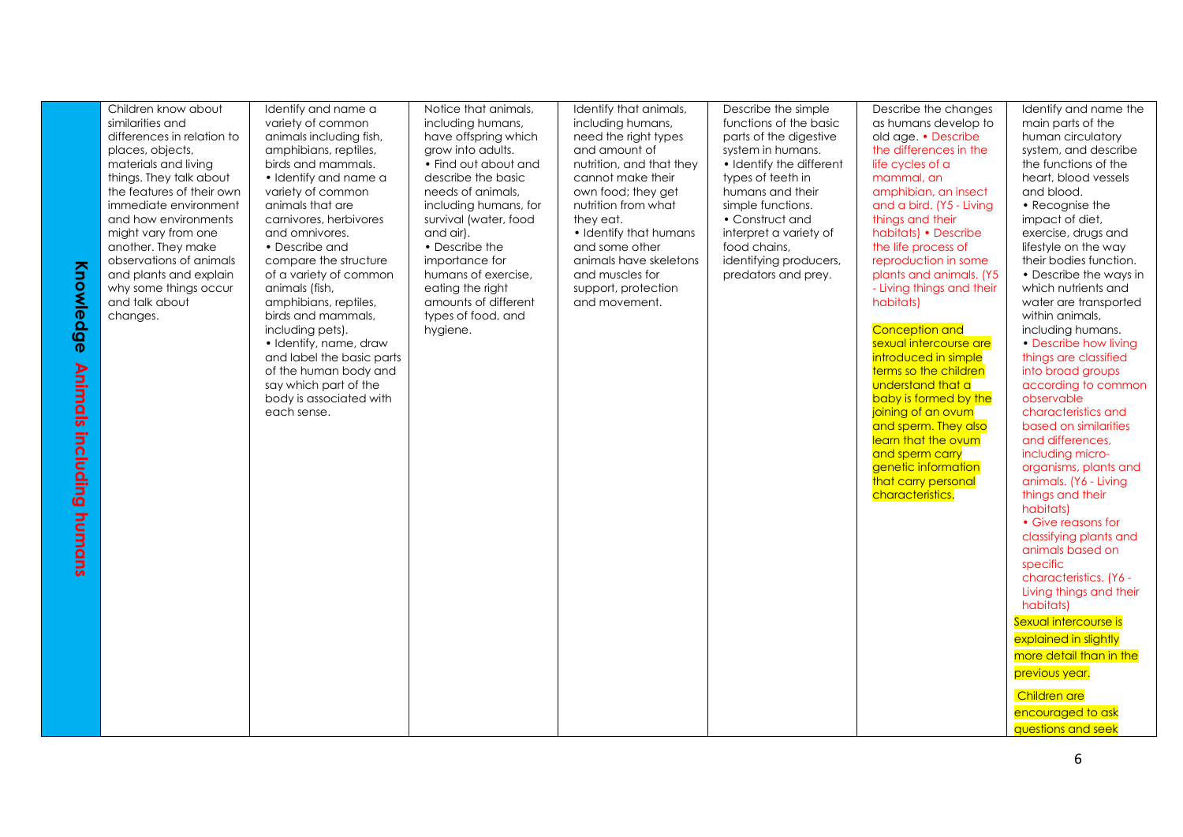| Knowledge Animals including humans | | | | | | | |
|---|---|---|---|---|---|---|---|
| | Children know about similarities and differences in relation to places, objects, materials and living things. They talk about the features of their own immediate environment and how environments might vary from one another. They make observations of animals and plants and explain why some things occur and talk about changes. | Identify and name a variety of common animals including fish, amphibians, reptiles, birds and mammals. • Identify and name a variety of common animals that are carnivores, herbivores and omnivores. • Describe and compare the structure of a variety of common animals (fish, amphibians, reptiles, birds and mammals, including pets). • Identify, name, draw and label the basic parts of the human body and say which part of the body is associated with each sense. | Notice that animals, including humans, have offspring which grow into adults. • Find out about and describe the basic needs of animals, including humans, for survival (water, food and air). • Describe the importance for humans of exercise, eating the right amounts of different types of food, and hygiene. | Identify that animals, including humans, need the right types and amount of nutrition, and that they cannot make their own food; they get nutrition from what they eat. • Identify that humans and some other animals have skeletons and muscles for support, protection and movement. | Describe the simple functions of the basic parts of the digestive system in humans. • Identify the different types of teeth in humans and their simple functions. • Construct and interpret a variety of food chains, identifying producers, predators and prey. | Describe the changes as humans develop to old age. • Describe the differences in the life cycles of a mammal, an amphibian, an insect and a bird. (Y5 - Living things and their habitats) • Describe the life process of reproduction in some plants and animals. (Y5 - Living things and their habitats)<br><br>Conception and sexual intercourse are introduced in simple terms so the children understand that a baby is formed by the joining of an ovum and sperm. They also learn that the ovum and sperm carry genetic information that carry personal characteristics. | Identify and name the main parts of the human circulatory system, and describe the functions of the heart, blood vessels and blood. • Recognise the impact of diet, exercise, drugs and lifestyle on the way their bodies function. • Describe the ways in which nutrients and water are transported within animals, including humans. • Describe how living things are classified into broad groups according to common observable characteristics and based on similarities and differences, including micro-organisms, plants and animals. (Y6 - Living things and their habitats) • Give reasons for classifying plants and animals based on specific characteristics. (Y6 - Living things and their habitats)<br><br>Sexual intercourse is explained in slightly more detail than in the previous year.<br><br>Children are encouraged to ask questions and seek |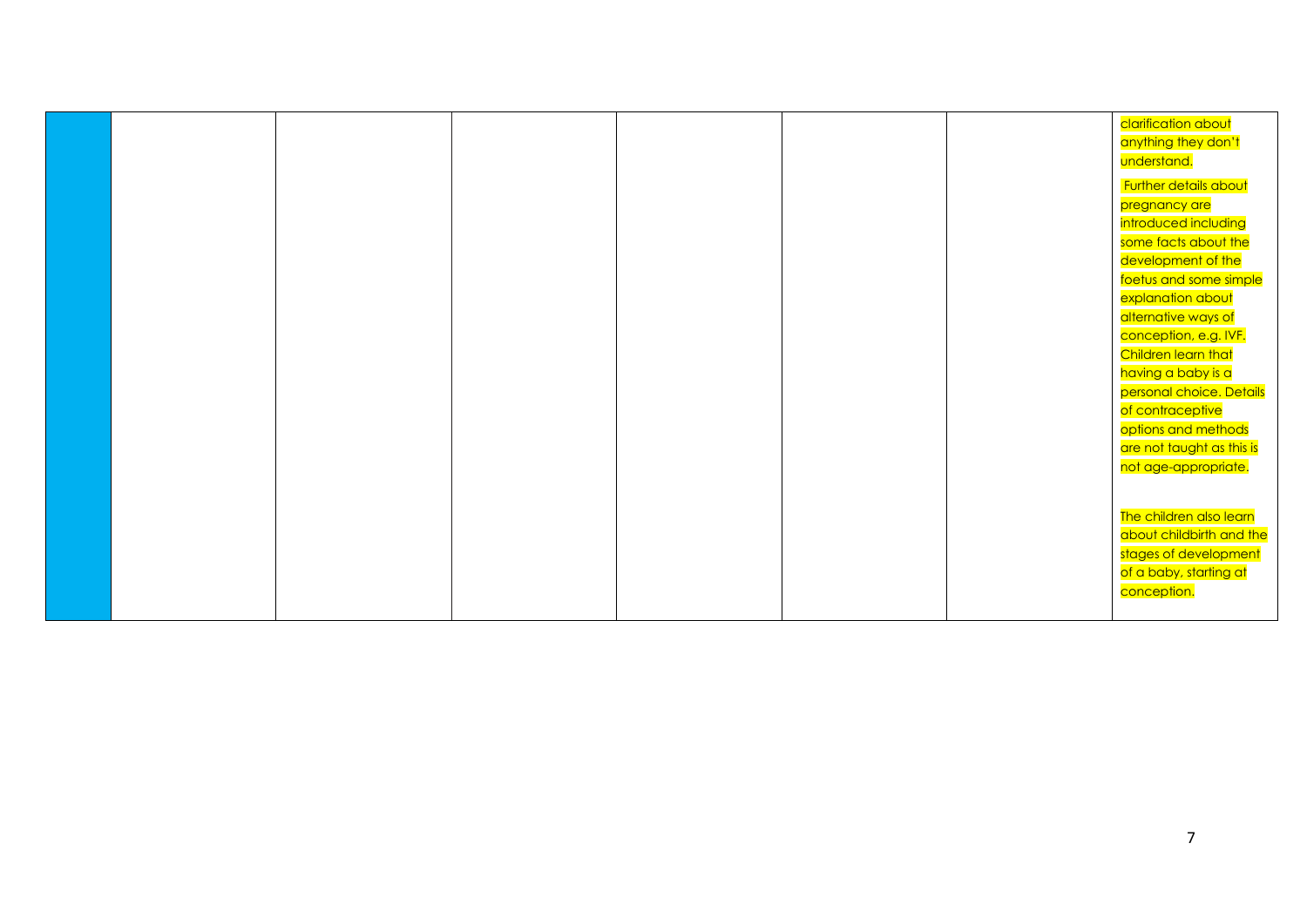| | | | | | | |
|---|---|---|---|---|---|---|
| | | | | | | clarification about anything they don't understand.<br><br>Further details about pregnancy are introduced including some facts about the development of the foetus and some simple explanation about alternative ways of conception, e.g. IVF. Children learn that having a baby is a personal choice. Details of contraceptive options and methods are not taught as this is not age-appropriate.<br><br>The children also learn about childbirth and the stages of development of a baby, starting at conception. |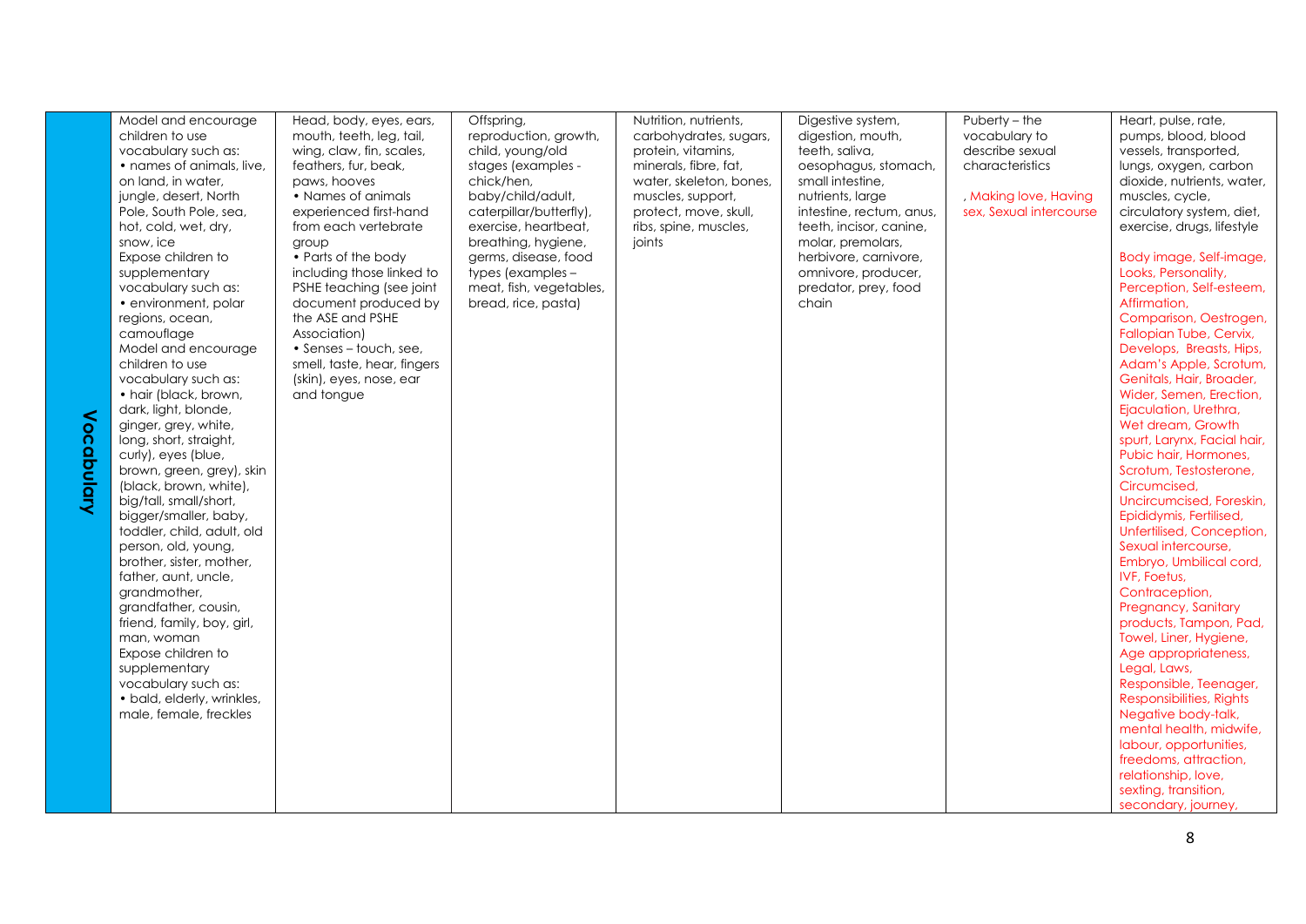| Vocabulary | Model and encourage children to use vocabulary such as: • names of animals, live, on land, in water, jungle, desert, North Pole, South Pole, sea, hot, cold, wet, dry, snow, ice Expose children to supplementary vocabulary such as: • environment, polar regions, ocean, camouflage Model and encourage children to use vocabulary such as: • hair (black, brown, dark, light, blonde, ginger, grey, white, long, short, straight, curly), eyes (blue, brown, green, grey), skin (black, brown, white), big/tall, small/short, bigger/smaller, baby, toddler, child, adult, old person, old, young, brother, sister, mother, father, aunt, uncle, grandmother, grandfather, cousin, friend, family, boy, girl, man, woman Expose children to supplementary vocabulary such as: • bald, elderly, wrinkles, male, female, freckles | Head, body, eyes, ears, mouth, teeth, leg, tail, wing, claw, fin, scales, feathers, fur, beak, paws, hooves • Names of animals experienced first-hand from each vertebrate group • Parts of the body including those linked to PSHE teaching (see joint document produced by the ASE and PSHE Association) • Senses – touch, see, smell, taste, hear, fingers (skin), eyes, nose, ear and tongue | Offspring, reproduction, growth, child, young/old stages (examples - chick/hen, baby/child/adult, caterpillar/butterfly), exercise, heartbeat, breathing, hygiene, germs, disease, food types (examples – meat, fish, vegetables, bread, rice, pasta) | Nutrition, nutrients, carbohydrates, sugars, protein, vitamins, minerals, fibre, fat, water, skeleton, bones, muscles, support, protect, move, skull, ribs, spine, muscles, joints | Digestive system, digestion, mouth, teeth, saliva, oesophagus, stomach, small intestine, nutrients, large intestine, rectum, anus, teeth, incisor, canine, molar, premolars, herbivore, carnivore, omnivore, producer, predator, prey, food chain | Puberty – the vocabulary to describe sexual characteristics<br><br>, Making love, Having sex, Sexual intercourse | Heart, pulse, rate, pumps, blood, blood vessels, transported, lungs, oxygen, carbon dioxide, nutrients, water, muscles, cycle, circulatory system, diet, exercise, drugs, lifestyle<br><br>Body image, Self-image, Looks, Personality, Perception, Self-esteem, Affirmation, Comparison, Oestrogen, Fallopian Tube, Cervix, Develops, Breasts, Hips, Adam's Apple, Scrotum, Genitals, Hair, Broader, Wider, Semen, Erection, Ejaculation, Urethra, Wet dream, Growth spurt, Larynx, Facial hair, Pubic hair, Hormones, Scrotum, Testosterone, Circumcised, Uncircumcised, Foreskin, Epididymis, Fertilised, Unfertilised, Conception, Sexual intercourse, Embryo, Umbilical cord, IVF, Foetus, Contraception, Pregnancy, Sanitary products, Tampon, Pad, Towel, Liner, Hygiene, Age appropriateness, Legal, Laws, Responsible, Teenager, Responsibilities, Rights Negative body-talk, mental health, midwife, labour, opportunities, freedoms, attraction, relationship, love, sexting, transition, secondary, journey, |
|---|---|---|---|---|---|---|---|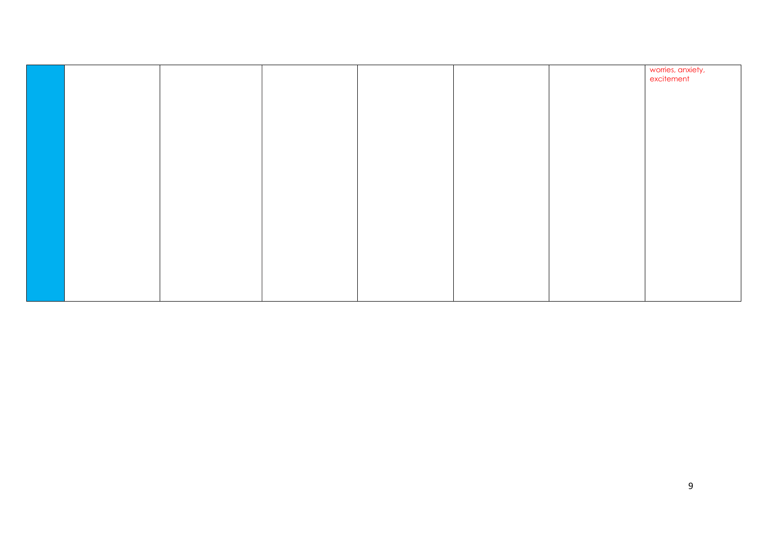| | | | | | | | |
|---|---|---|---|---|---|---|---|
| | | | | | | | worries, anxiety, excitement |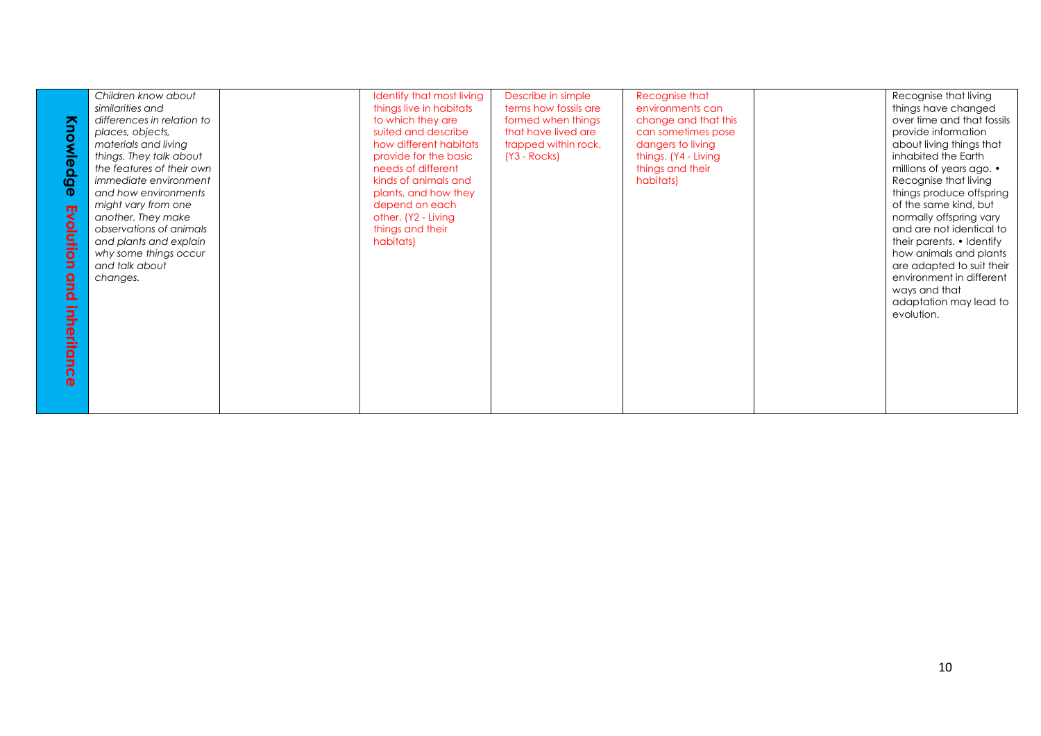| Knowledge Evolution and inheritance | | | | | | | |
|---|---|---|---|---|---|---|---|
| Knowledge Evolution and inheritance | *Children know about similarities and differences in relation to places, objects, materials and living things. They talk about the features of their own immediate environment and how environments might vary from one another. They make observations of animals and plants and explain why some things occur and talk about changes.* | | Identify that most living things live in habitats to which they are suited and describe how different habitats provide for the basic needs of different kinds of animals and plants, and how they depend on each other. (Y2 - Living things and their habitats) | Describe in simple terms how fossils are formed when things that have lived are trapped within rock. (Y3 - Rocks) | Recognise that environments can change and that this can sometimes pose dangers to living things. (Y4 - Living things and their habitats) | | Recognise that living things have changed over time and that fossils provide information about living things that inhabited the Earth millions of years ago. • Recognise that living things produce offspring of the same kind, but normally offspring vary and are not identical to their parents. • Identify how animals and plants are adapted to suit their environment in different ways and that adaptation may lead to evolution. |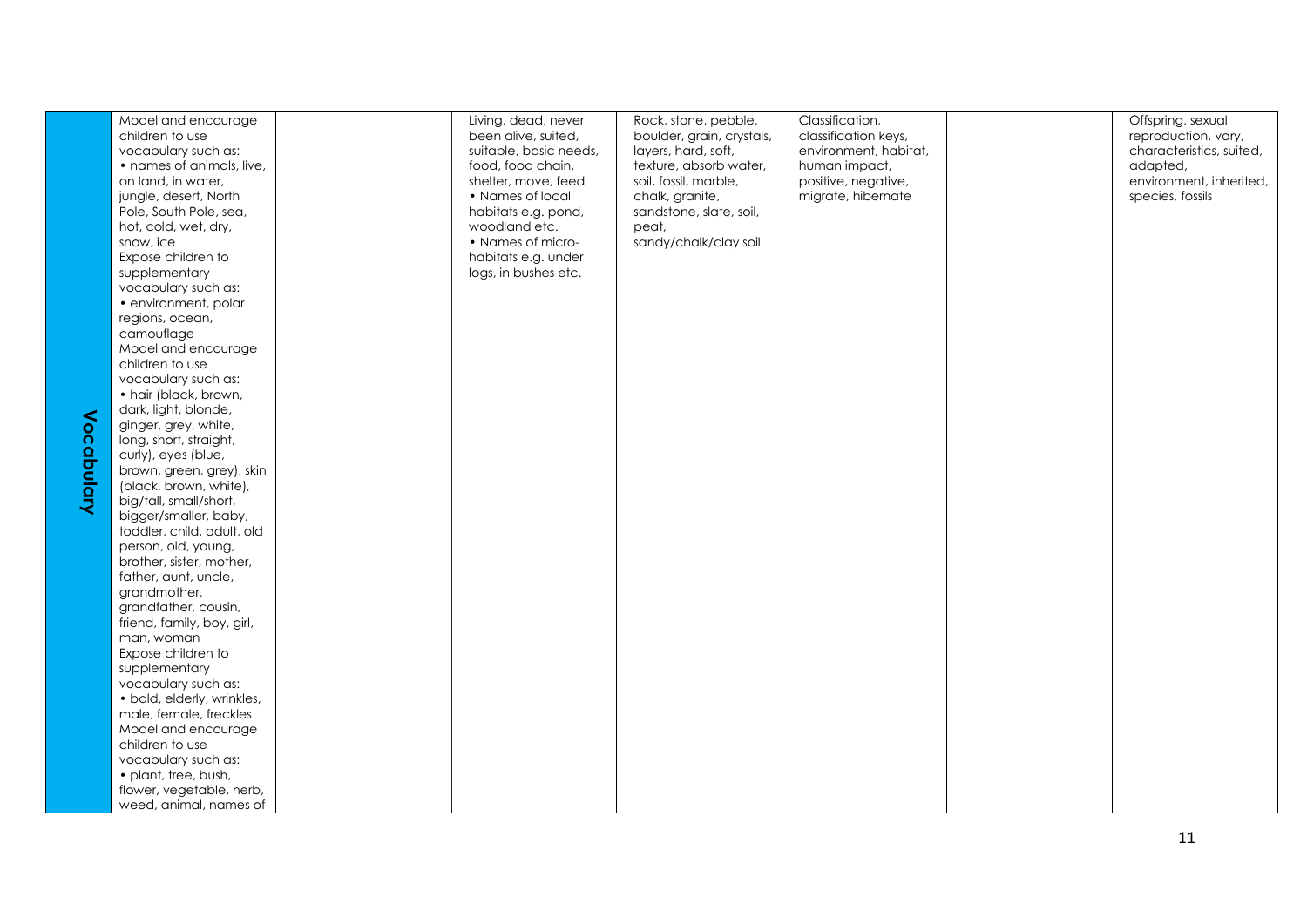| | | | | | | | |
|---|---|---|---|---|---|---|---|
| **Vocabulary** | Model and encourage children to use vocabulary such as: • names of animals, live, on land, in water, jungle, desert, North Pole, South Pole, sea, hot, cold, wet, dry, snow, ice Expose children to supplementary vocabulary such as: • environment, polar regions, ocean, camouflage Model and encourage children to use vocabulary such as: • hair (black, brown, dark, light, blonde, ginger, grey, white, long, short, straight, curly), eyes (blue, brown, green, grey), skin (black, brown, white), big/tall, small/short, bigger/smaller, baby, toddler, child, adult, old person, old, young, brother, sister, mother, father, aunt, uncle, grandmother, grandfather, cousin, friend, family, boy, girl, man, woman Expose children to supplementary vocabulary such as: • bald, elderly, wrinkles, male, female, freckles Model and encourage children to use vocabulary such as: • plant, tree, bush, flower, vegetable, herb, weed, animal, names of | | Living, dead, never been alive, suited, suitable, basic needs, food, food chain, shelter, move, feed • Names of local habitats e.g. pond, woodland etc. • Names of micro-habitats e.g. under logs, in bushes etc. | Rock, stone, pebble, boulder, grain, crystals, layers, hard, soft, texture, absorb water, soil, fossil, marble, chalk, granite, sandstone, slate, soil, peat, sandy/chalk/clay soil | Classification, classification keys, environment, habitat, human impact, positive, negative, migrate, hibernate | | Offspring, sexual reproduction, vary, characteristics, suited, adapted, environment, inherited, species, fossils |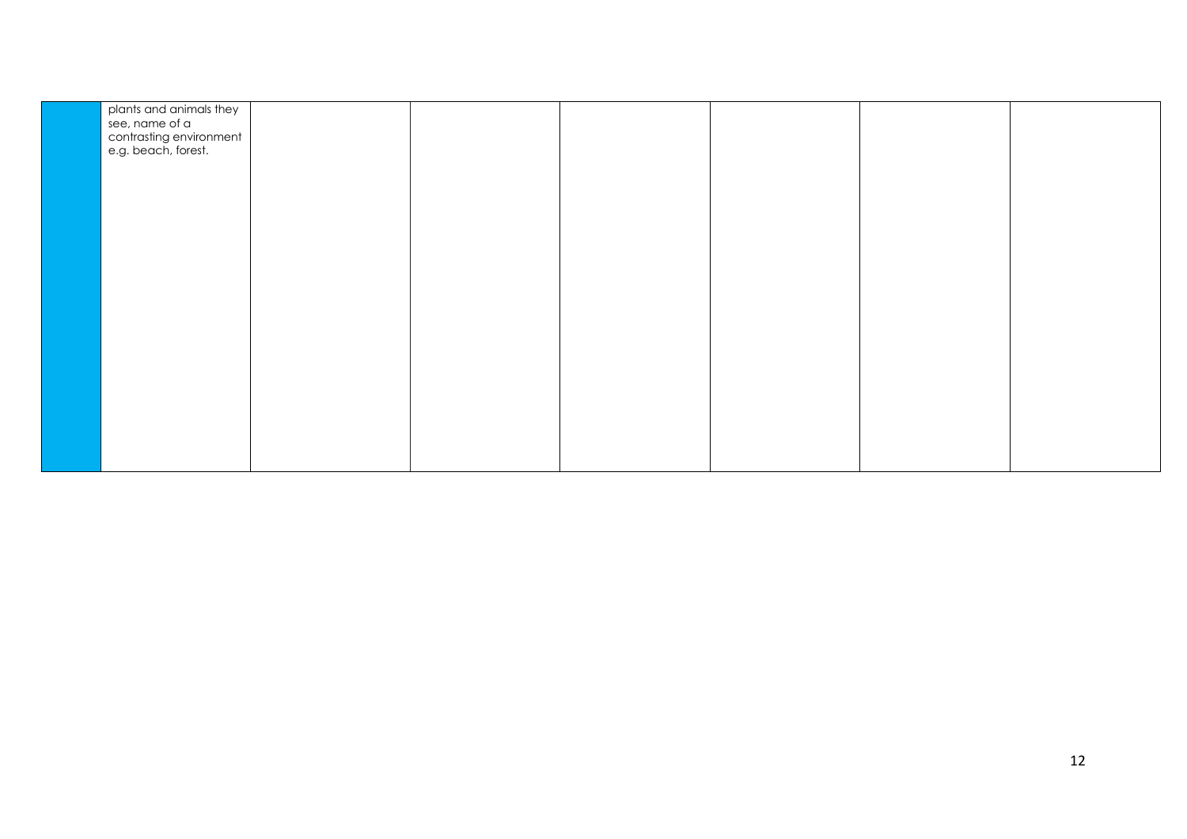| | | | | | | | |
|---|---|---|---|---|---|---|---|
| | plants and animals they see, name of a contrasting environment e.g. beach, forest. | | | | | | |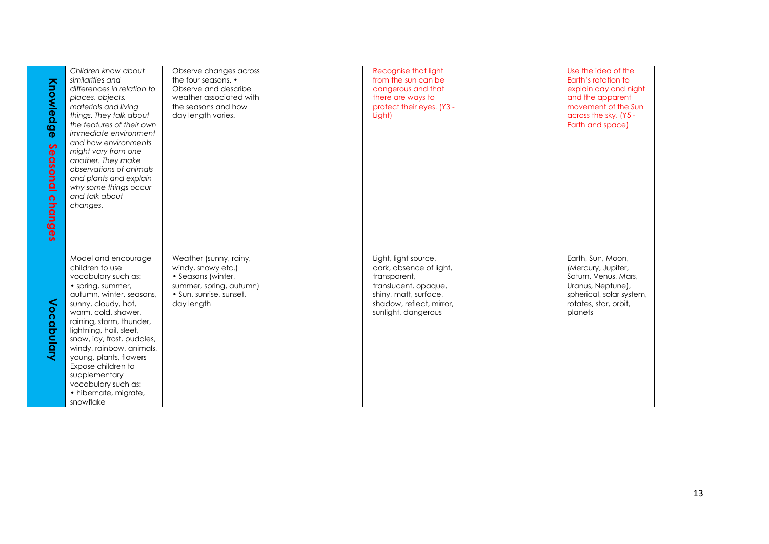| | | | | | | | | |
|---|---|---|---|---|---|---|---|---|
| **Knowledge Seasonal changes** | *Children know about similarities and differences in relation to places, objects, materials and living things. They talk about the features of their own immediate environment and how environments might vary from one another. They make observations of animals and plants and explain why some things occur and talk about changes.* | Observe changes across the four seasons. • Observe and describe weather associated with the seasons and how day length varies. | | Recognise that light from the sun can be dangerous and that there are ways to protect their eyes. (Y3 - Light) | | Use the idea of the Earth's rotation to explain day and night and the apparent movement of the Sun across the sky. (Y5 - Earth and space) | |
| **Vocabulary** | Model and encourage children to use vocabulary such as: • spring, summer, autumn, winter, seasons, sunny, cloudy, hot, warm, cold, shower, raining, storm, thunder, lightning, hail, sleet, snow, icy, frost, puddles, windy, rainbow, animals, young, plants, flowers Expose children to supplementary vocabulary such as: • hibernate, migrate, snowflake | Weather (sunny, rainy, windy, snowy etc.) • Seasons (winter, summer, spring, autumn) • Sun, sunrise, sunset, day length | | Light, light source, dark, absence of light, transparent, translucent, opaque, shiny, matt, surface, shadow, reflect, mirror, sunlight, dangerous | | Earth, Sun, Moon, (Mercury, Jupiter, Saturn, Venus, Mars, Uranus, Neptune), spherical, solar system, rotates, star, orbit, planets | |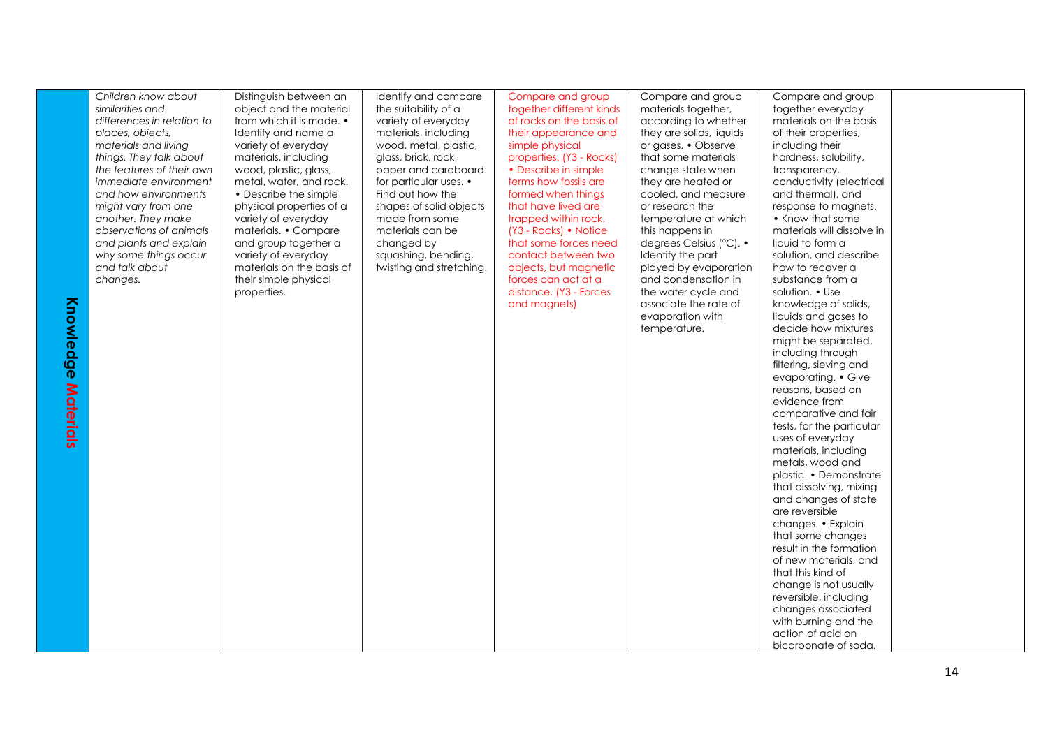| Knowledge Materials | | | | | | | |
|---|---|---|---|---|---|---|---|
| Knowledge Materials | *Children know about similarities and differences in relation to places, objects, materials and living things. They talk about the features of their own immediate environment and how environments might vary from one another. They make observations of animals and plants and explain why some things occur and talk about changes.* | Distinguish between an object and the material from which it is made. • Identify and name a variety of everyday materials, including wood, plastic, glass, metal, water, and rock. • Describe the simple physical properties of a variety of everyday materials. • Compare and group together a variety of everyday materials on the basis of their simple physical properties. | Identify and compare the suitability of a variety of everyday materials, including wood, metal, plastic, glass, brick, rock, paper and cardboard for particular uses. • Find out how the shapes of solid objects made from some materials can be changed by squashing, bending, twisting and stretching. | Compare and group together different kinds of rocks on the basis of their appearance and simple physical properties. (Y3 - Rocks) • Describe in simple terms how fossils are formed when things that have lived are trapped within rock. (Y3 - Rocks) • Notice that some forces need contact between two objects, but magnetic forces can act at a distance. (Y3 - Forces and magnets) | Compare and group materials together, according to whether they are solids, liquids or gases. • Observe that some materials change state when they are heated or cooled, and measure or research the temperature at which this happens in degrees Celsius (°C). • Identify the part played by evaporation and condensation in the water cycle and associate the rate of evaporation with temperature. | Compare and group together everyday materials on the basis of their properties, including their hardness, solubility, transparency, conductivity (electrical and thermal), and response to magnets. • Know that some materials will dissolve in liquid to form a solution, and describe how to recover a substance from a solution. • Use knowledge of solids, liquids and gases to decide how mixtures might be separated, including through filtering, sieving and evaporating. • Give reasons, based on evidence from comparative and fair tests, for the particular uses of everyday materials, including metals, wood and plastic. • Demonstrate that dissolving, mixing and changes of state are reversible changes. • Explain that some changes result in the formation of new materials, and that this kind of change is not usually reversible, including changes associated with burning and the action of acid on bicarbonate of soda. | |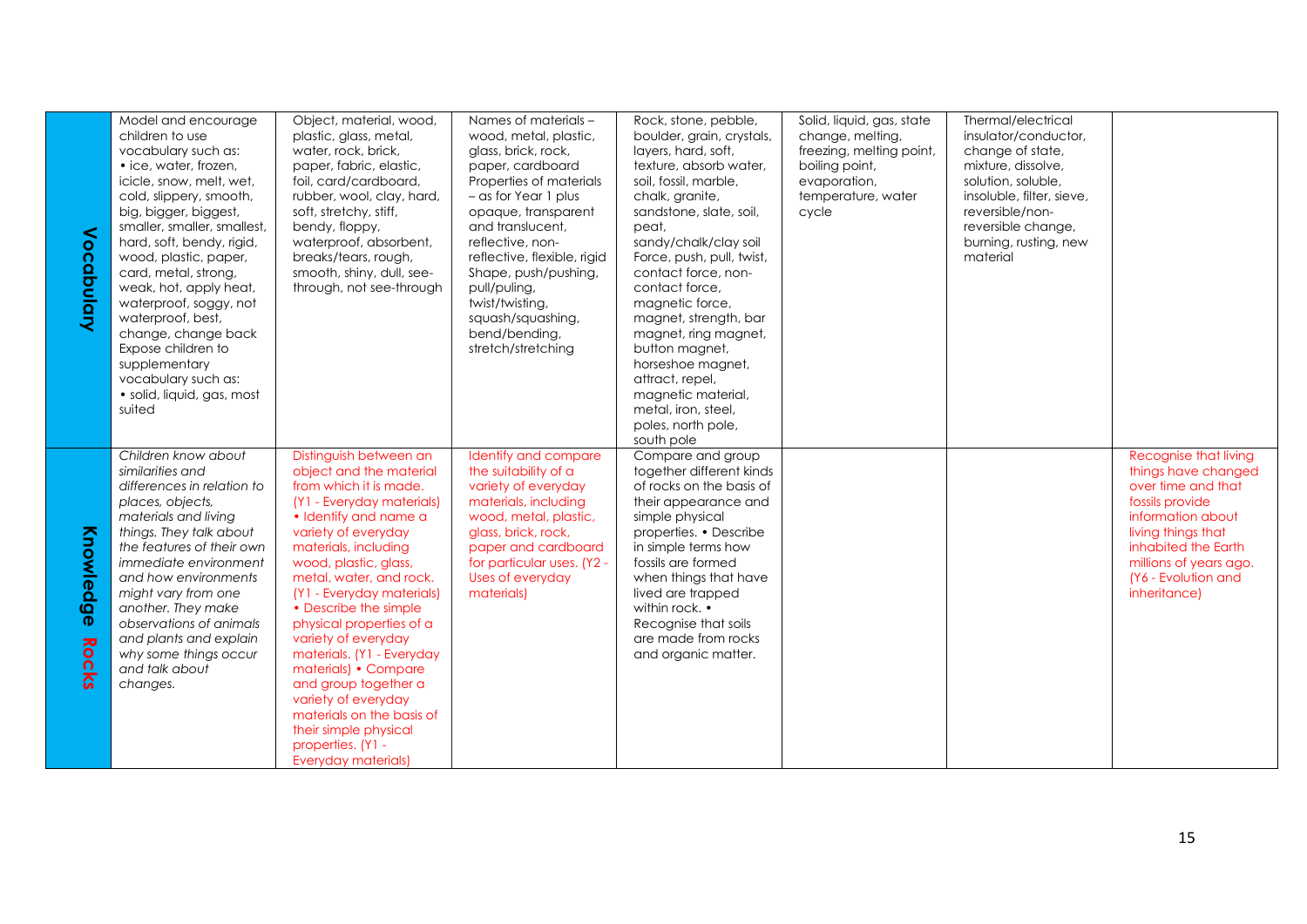| | | | | | | | |
|---|---|---|---|---|---|---|---|
| **Vocabulary** | Model and encourage children to use vocabulary such as: • ice, water, frozen, icicle, snow, melt, wet, cold, slippery, smooth, big, bigger, biggest, smaller, smaller, smallest, hard, soft, bendy, rigid, wood, plastic, paper, card, metal, strong, weak, hot, apply heat, waterproof, soggy, not waterproof, best, change, change back Expose children to supplementary vocabulary such as: • solid, liquid, gas, most suited | Object, material, wood, plastic, glass, metal, water, rock, brick, paper, fabric, elastic, foil, card/cardboard, rubber, wool, clay, hard, soft, stretchy, stiff, bendy, floppy, waterproof, absorbent, breaks/tears, rough, smooth, shiny, dull, see-through, not see-through | Names of materials – wood, metal, plastic, glass, brick, rock, paper, cardboard Properties of materials – as for Year 1 plus opaque, transparent and translucent, reflective, non-reflective, flexible, rigid Shape, push/pushing, pull/puling, twist/twisting, squash/squashing, bend/bending, stretch/stretching | Rock, stone, pebble, boulder, grain, crystals, layers, hard, soft, texture, absorb water, soil, fossil, marble, chalk, granite, sandstone, slate, soil, peat, sandy/chalk/clay soil Force, push, pull, twist, contact force, non-contact force, magnetic force, magnet, strength, bar magnet, ring magnet, button magnet, horseshoe magnet, attract, repel, magnetic material, metal, iron, steel, poles, north pole, south pole | Solid, liquid, gas, state change, melting, freezing, melting point, boiling point, evaporation, temperature, water cycle | Thermal/electrical insulator/conductor, change of state, mixture, dissolve, solution, soluble, insoluble, filter, sieve, reversible/non-reversible change, burning, rusting, new material | |
| **Knowledge Rocks** | *Children know about similarities and differences in relation to places, objects, materials and living things. They talk about the features of their own immediate environment and how environments might vary from one another. They make observations of animals and plants and explain why some things occur and talk about changes.* | Distinguish between an object and the material from which it is made. (Y1 - Everyday materials) • Identify and name a variety of everyday materials, including wood, plastic, glass, metal, water, and rock. (Y1 - Everyday materials) • Describe the simple physical properties of a variety of everyday materials. (Y1 - Everyday materials) • Compare and group together a variety of everyday materials on the basis of their simple physical properties. (Y1 - Everyday materials) | Identify and compare the suitability of a variety of everyday materials, including wood, metal, plastic, glass, brick, rock, paper and cardboard for particular uses. (Y2 - Uses of everyday materials) | Compare and group together different kinds of rocks on the basis of their appearance and simple physical properties. • Describe in simple terms how fossils are formed when things that have lived are trapped within rock. • Recognise that soils are made from rocks and organic matter. | | | Recognise that living things have changed over time and that fossils provide information about living things that inhabited the Earth millions of years ago. (Y6 - Evolution and inheritance) |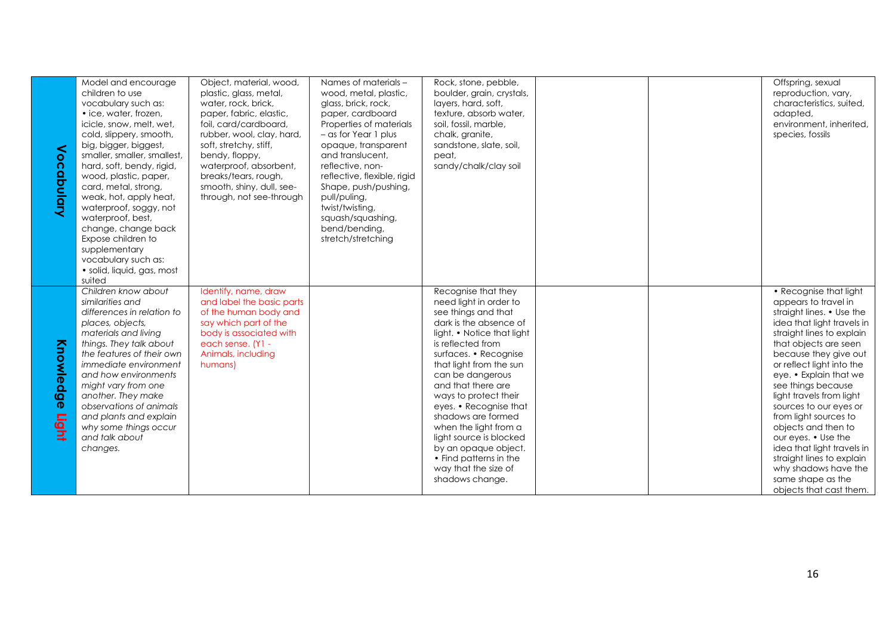|  |  |  |  |  |  |  |  |
| --- | --- | --- | --- | --- | --- | --- | --- |
| **Vocabulary** | Model and encourage children to use vocabulary such as: • ice, water, frozen, icicle, snow, melt, wet, cold, slippery, smooth, big, bigger, biggest, smaller, smaller, smallest, hard, soft, bendy, rigid, wood, plastic, paper, card, metal, strong, weak, hot, apply heat, waterproof, soggy, not waterproof, best, change, change back Expose children to supplementary vocabulary such as: • solid, liquid, gas, most suited | Object, material, wood, plastic, glass, metal, water, rock, brick, paper, fabric, elastic, foil, card/cardboard, rubber, wool, clay, hard, soft, stretchy, stiff, bendy, floppy, waterproof, absorbent, breaks/tears, rough, smooth, shiny, dull, see-through, not see-through | Names of materials – wood, metal, plastic, glass, brick, rock, paper, cardboard Properties of materials – as for Year 1 plus opaque, transparent and translucent, reflective, non-reflective, flexible, rigid Shape, push/pushing, pull/puling, twist/twisting, squash/squashing, bend/bending, stretch/stretching | Rock, stone, pebble, boulder, grain, crystals, layers, hard, soft, texture, absorb water, soil, fossil, marble, chalk, granite, sandstone, slate, soil, peat, sandy/chalk/clay soil |  |  | Offspring, sexual reproduction, vary, characteristics, suited, adapted, environment, inherited, species, fossils |
| **Knowledge Light** | *Children know about similarities and differences in relation to places, objects, materials and living things. They talk about the features of their own immediate environment and how environments might vary from one another. They make observations of animals and plants and explain why some things occur and talk about changes.* | Identify, name, draw and label the basic parts of the human body and say which part of the body is associated with each sense. (Y1 - Animals, including humans) |  | Recognise that they need light in order to see things and that dark is the absence of light. • Notice that light is reflected from surfaces. • Recognise that light from the sun can be dangerous and that there are ways to protect their eyes. • Recognise that shadows are formed when the light from a light source is blocked by an opaque object. • Find patterns in the way that the size of shadows change. |  |  | • Recognise that light appears to travel in straight lines. • Use the idea that light travels in straight lines to explain that objects are seen because they give out or reflect light into the eye. • Explain that we see things because light travels from light sources to our eyes or from light sources to objects and then to our eyes. • Use the idea that light travels in straight lines to explain why shadows have the same shape as the objects that cast them. |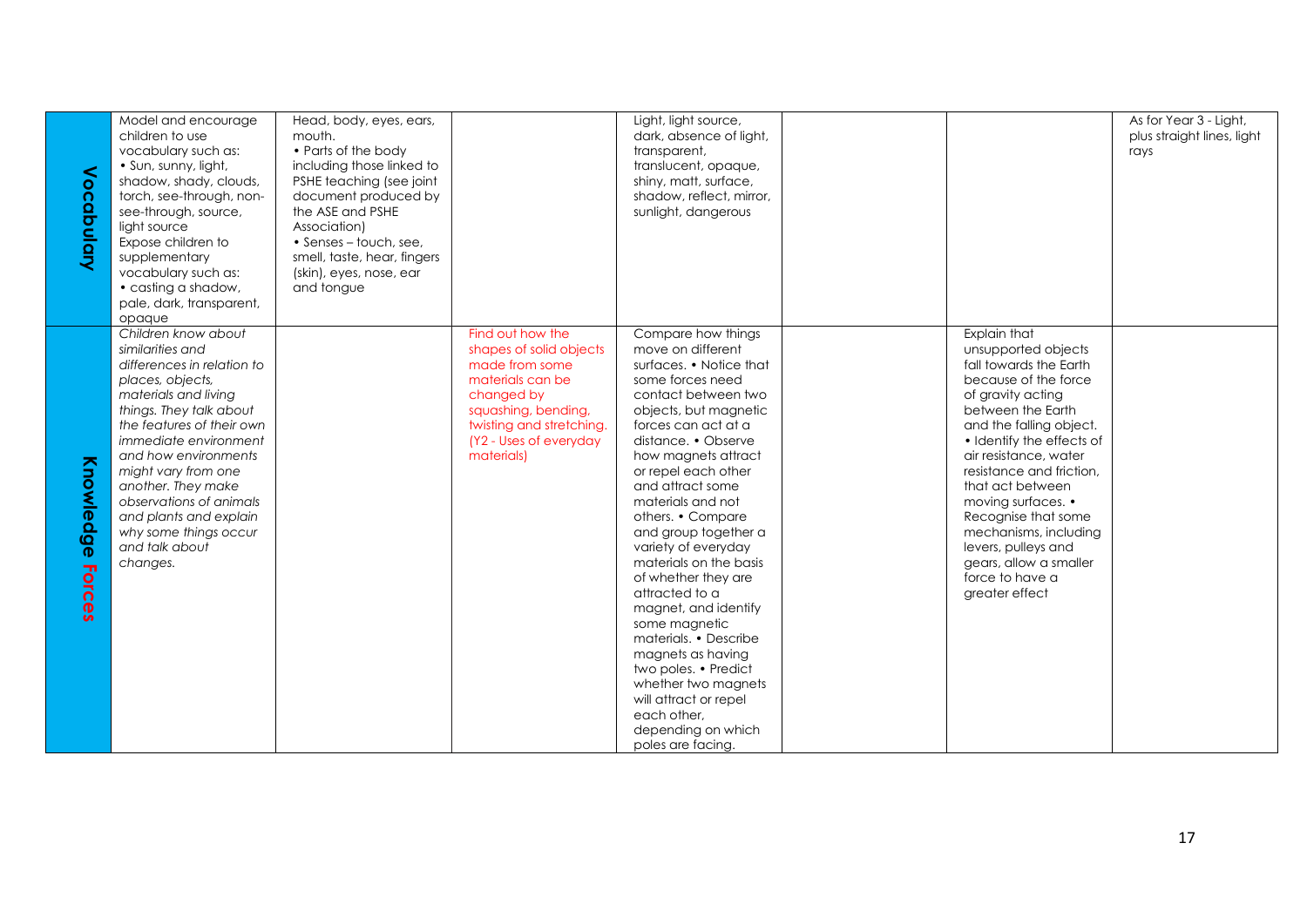| | | | | | | | |
|---|---|---|---|---|---|---|---|
| **Vocabulary** | Model and encourage children to use vocabulary such as: • Sun, sunny, light, shadow, shady, clouds, torch, see-through, non-see-through, source, light source Expose children to supplementary vocabulary such as: • casting a shadow, pale, dark, transparent, opaque | Head, body, eyes, ears, mouth. • Parts of the body including those linked to PSHE teaching (see joint document produced by the ASE and PSHE Association) • Senses – touch, see, smell, taste, hear, fingers (skin), eyes, nose, ear and tongue | | Light, light source, dark, absence of light, transparent, translucent, opaque, shiny, matt, surface, shadow, reflect, mirror, sunlight, dangerous | | | As for Year 3 - Light, plus straight lines, light rays |
| **Knowledge Forces** | *Children know about similarities and differences in relation to places, objects, materials and living things. They talk about the features of their own immediate environment and how environments might vary from one another. They make observations of animals and plants and explain why some things occur and talk about changes.* | | Find out how the shapes of solid objects made from some materials can be changed by squashing, bending, twisting and stretching. (Y2 - Uses of everyday materials) | Compare how things move on different surfaces. • Notice that some forces need contact between two objects, but magnetic forces can act at a distance. • Observe how magnets attract or repel each other and attract some materials and not others. • Compare and group together a variety of everyday materials on the basis of whether they are attracted to a magnet, and identify some magnetic materials. • Describe magnets as having two poles. • Predict whether two magnets will attract or repel each other, depending on which poles are facing. | | Explain that unsupported objects fall towards the Earth because of the force of gravity acting between the Earth and the falling object. • Identify the effects of air resistance, water resistance and friction, that act between moving surfaces. • Recognise that some mechanisms, including levers, pulleys and gears, allow a smaller force to have a greater effect | |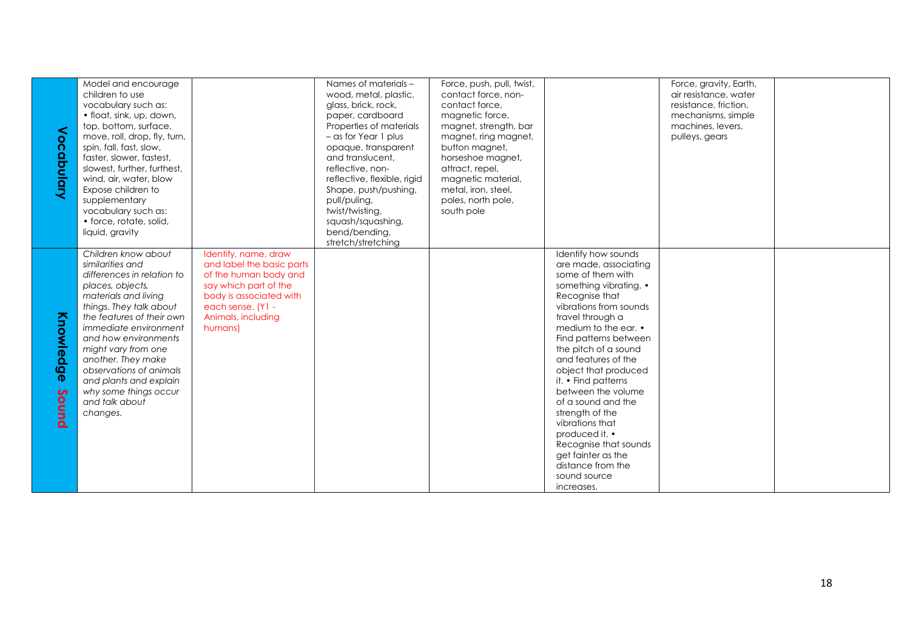| | | | | | | | | |
|---|---|---|---|---|---|---|---|---|
| **Vocabulary** | Model and encourage children to use vocabulary such as: • float, sink, up, down, top, bottom, surface, move, roll, drop, fly, turn, spin, fall, fast, slow, faster, slower, fastest, slowest, further, furthest, wind, air, water, blow Expose children to supplementary vocabulary such as: • force, rotate, solid, liquid, gravity | | Names of materials – wood, metal, plastic, glass, brick, rock, paper, cardboard Properties of materials – as for Year 1 plus opaque, transparent and translucent, reflective, non-reflective, flexible, rigid Shape, push/pushing, pull/puling, twist/twisting, squash/squashing, bend/bending, stretch/stretching | Force, push, pull, twist, contact force, non-contact force, magnetic force, magnet, strength, bar magnet, ring magnet, button magnet, horseshoe magnet, attract, repel, magnetic material, metal, iron, steel, poles, north pole, south pole | | Force, gravity, Earth, air resistance, water resistance, friction, mechanisms, simple machines, levers, pulleys, gears | |
| **Knowledge Sound** | *Children know about similarities and differences in relation to places, objects, materials and living things. They talk about the features of their own immediate environment and how environments might vary from one another. They make observations of animals and plants and explain why some things occur and talk about changes.* | Identify, name, draw and label the basic parts of the human body and say which part of the body is associated with each sense. (Y1 - Animals, including humans) | | | Identify how sounds are made, associating some of them with something vibrating. • Recognise that vibrations from sounds travel through a medium to the ear. • Find patterns between the pitch of a sound and features of the object that produced it. • Find patterns between the volume of a sound and the strength of the vibrations that produced it. • Recognise that sounds get fainter as the distance from the sound source increases. | | |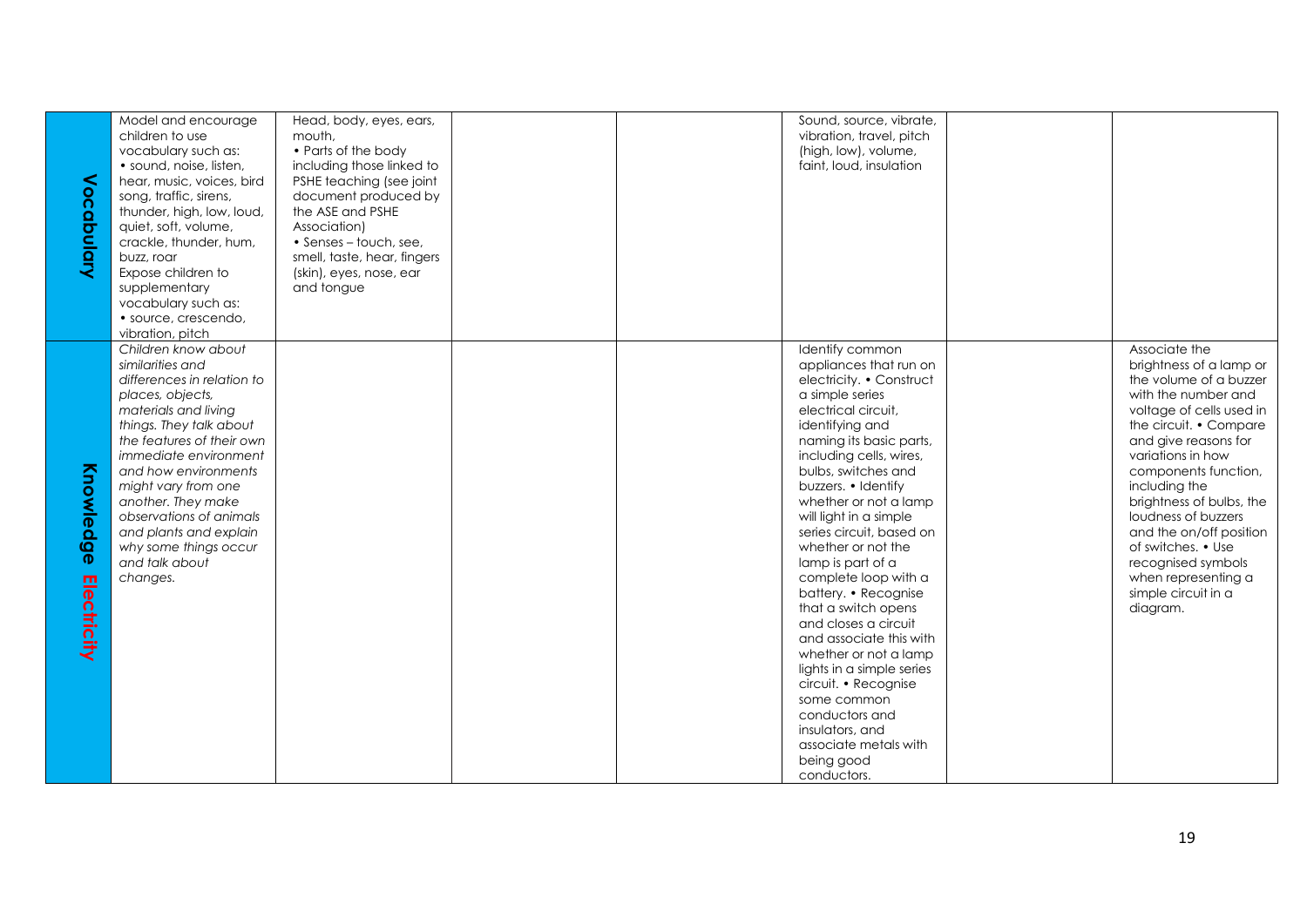| | | | | | | | |
|---|---|---|---|---|---|---|---|
| **Vocabulary** | Model and encourage children to use vocabulary such as: • sound, noise, listen, hear, music, voices, bird song, traffic, sirens, thunder, high, low, loud, quiet, soft, volume, crackle, thunder, hum, buzz, roar Expose children to supplementary vocabulary such as: • source, crescendo, vibration, pitch | Head, body, eyes, ears, mouth, • Parts of the body including those linked to PSHE teaching (see joint document produced by the ASE and PSHE Association) • Senses – touch, see, smell, taste, hear, fingers (skin), eyes, nose, ear and tongue | | | Sound, source, vibrate, vibration, travel, pitch (high, low), volume, faint, loud, insulation | | |
| **Knowledge Electricity** | *Children know about similarities and differences in relation to places, objects, materials and living things. They talk about the features of their own immediate environment and how environments might vary from one another. They make observations of animals and plants and explain why some things occur and talk about changes.* | | | | Identify common appliances that run on electricity. • Construct a simple series electrical circuit, identifying and naming its basic parts, including cells, wires, bulbs, switches and buzzers. • Identify whether or not a lamp will light in a simple series circuit, based on whether or not the lamp is part of a complete loop with a battery. • Recognise that a switch opens and closes a circuit and associate this with whether or not a lamp lights in a simple series circuit. • Recognise some common conductors and insulators, and associate metals with being good conductors. | | Associate the brightness of a lamp or the volume of a buzzer with the number and voltage of cells used in the circuit. • Compare and give reasons for variations in how components function, including the brightness of bulbs, the loudness of buzzers and the on/off position of switches. • Use recognised symbols when representing a simple circuit in a diagram. |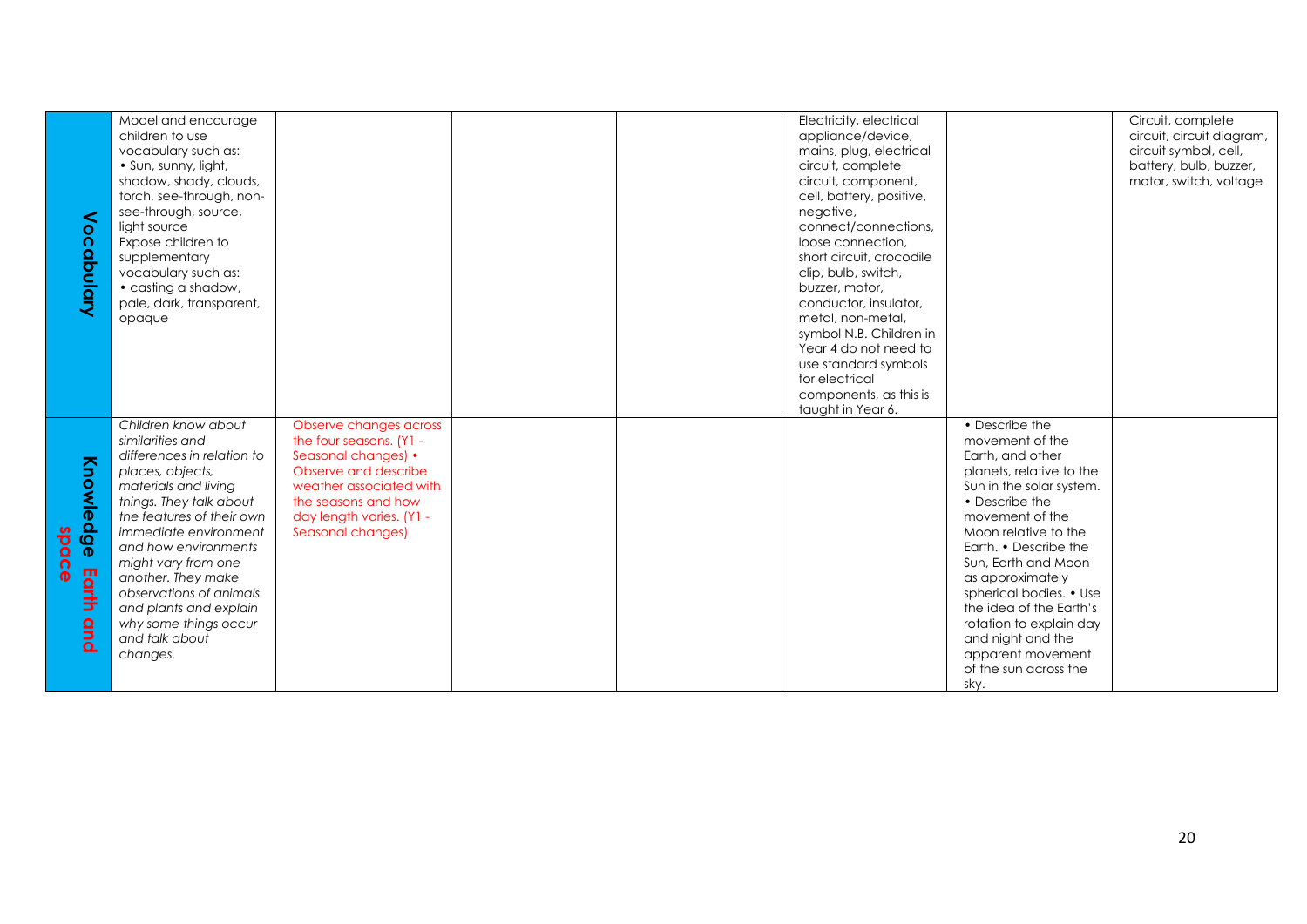| | | | | | | | |
|---|---|---|---|---|---|---|---|
| **Vocabulary** | Model and encourage children to use vocabulary such as: • Sun, sunny, light, shadow, shady, clouds, torch, see-through, non-see-through, source, light source Expose children to supplementary vocabulary such as: • casting a shadow, pale, dark, transparent, opaque | | | | Electricity, electrical appliance/device, mains, plug, electrical circuit, complete circuit, component, cell, battery, positive, negative, connect/connections, loose connection, short circuit, crocodile clip, bulb, switch, buzzer, motor, conductor, insulator, metal, non-metal, symbol N.B. Children in Year 4 do not need to use standard symbols for electrical components, as this is taught in Year 6. | | Circuit, complete circuit, circuit diagram, circuit symbol, cell, battery, bulb, buzzer, motor, switch, voltage |
| **Knowledge Earth and space** | *Children know about similarities and differences in relation to places, objects, materials and living things. They talk about the features of their own immediate environment and how environments might vary from one another. They make observations of animals and plants and explain why some things occur and talk about changes.* | Observe changes across the four seasons. (Y1 - Seasonal changes) • Observe and describe weather associated with the seasons and how day length varies. (Y1 - Seasonal changes) | | | | • Describe the movement of the Earth, and other planets, relative to the Sun in the solar system. • Describe the movement of the Moon relative to the Earth. • Describe the Sun, Earth and Moon as approximately spherical bodies. • Use the idea of the Earth's rotation to explain day and night and the apparent movement of the sun across the sky. | |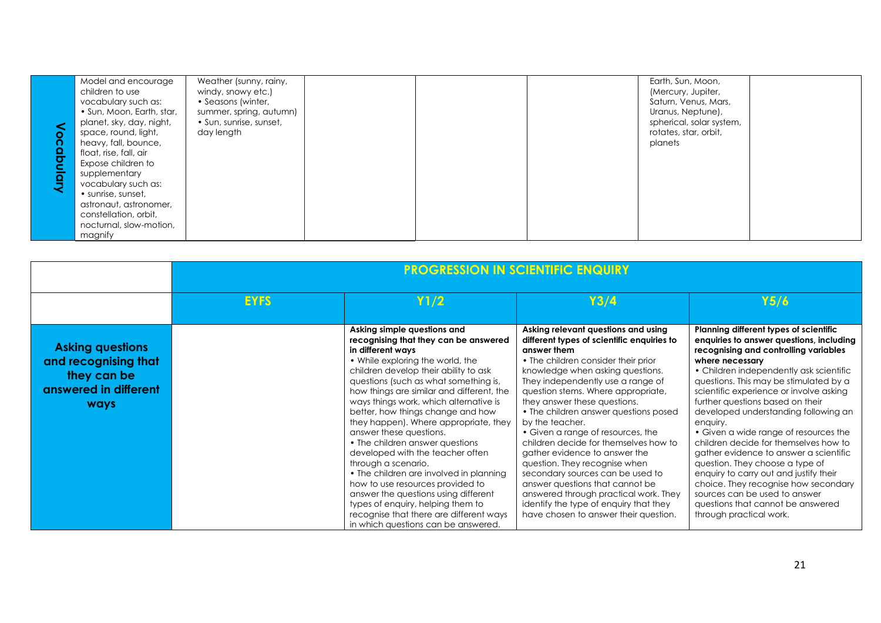| Vocabulary | Model and encourage children to use vocabulary such as: • Sun, Moon, Earth, star, planet, sky, day, night, space, round, light, heavy, fall, bounce, float, rise, fall, air Expose children to supplementary vocabulary such as: • sunrise, sunset, astronaut, astronomer, constellation, orbit, nocturnal, slow-motion, magnify | Weather (sunny, rainy, windy, snowy etc.) • Seasons (winter, summer, spring, autumn) • Sun, sunrise, sunset, day length | | | | Earth, Sun, Moon, (Mercury, Jupiter, Saturn, Venus, Mars, Uranus, Neptune), spherical, solar system, rotates, star, orbit, planets | |
|---|---|---|---|---|---|---|---|

| | PROGRESSION IN SCIENTIFIC ENQUIRY | | | |
|---|---|---|---|---|
| | **EYFS** | **Y1/2** | **Y3/4** | **Y5/6** |
| **Asking questions and recognising that they can be answered in different ways** | | **Asking simple questions and recognising that they can be answered in different ways** • While exploring the world, the children develop their ability to ask questions (such as what something is, how things are similar and different, the ways things work, which alternative is better, how things change and how they happen). Where appropriate, they answer these questions. • The children answer questions developed with the teacher often through a scenario. • The children are involved in planning how to use resources provided to answer the questions using different types of enquiry, helping them to recognise that there are different ways in which questions can be answered. | **Asking relevant questions and using different types of scientific enquiries to answer them** • The children consider their prior knowledge when asking questions. They independently use a range of question stems. Where appropriate, they answer these questions. • The children answer questions posed by the teacher. • Given a range of resources, the children decide for themselves how to gather evidence to answer the question. They recognise when secondary sources can be used to answer questions that cannot be answered through practical work. They identify the type of enquiry that they have chosen to answer their question. | **Planning different types of scientific enquiries to answer questions, including recognising and controlling variables where necessary** • Children independently ask scientific questions. This may be stimulated by a scientific experience or involve asking further questions based on their developed understanding following an enquiry. • Given a wide range of resources the children decide for themselves how to gather evidence to answer a scientific question. They choose a type of enquiry to carry out and justify their choice. They recognise how secondary sources can be used to answer questions that cannot be answered through practical work. |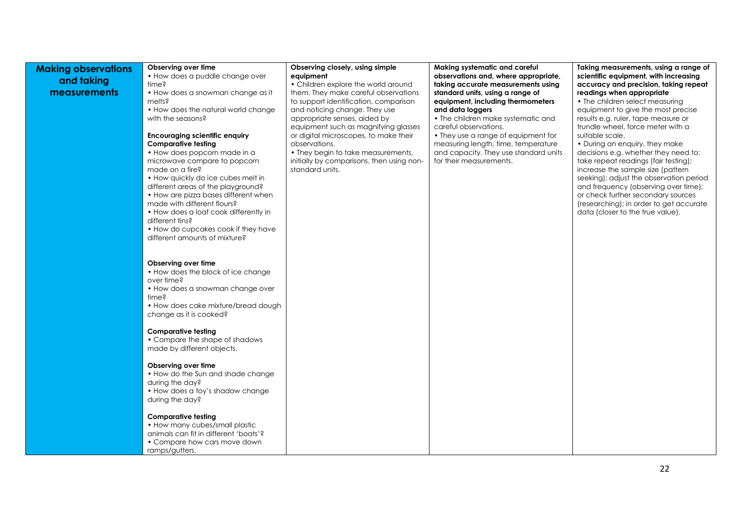| Making observations and taking measurements | | | | |
|---|---|---|---|---|
| **Making observations and taking measurements** | **Observing over time**<br>• How does a puddle change over time?<br>• How does a snowman change as it melts?<br>• How does the natural world change with the seasons?<br><br>**Encouraging scientific enquiry**<br>**Comparative testing**<br>• How does popcorn made in a microwave compare to popcorn made on a fire?<br>• How quickly do ice cubes melt in different areas of the playground?<br>• How are pizza bases different when made with different flours?<br>• How does a loaf cook differently in different tins?<br>• How do cupcakes cook if they have different amounts of mixture?<br><br>**Observing over time**<br>• How does the block of ice change over time?<br>• How does a snowman change over time?<br>• How does cake mixture/bread dough change as it is cooked?<br><br>**Comparative testing**<br>• Compare the shape of shadows made by different objects.<br><br>**Observing over time**<br>• How do the Sun and shade change during the day?<br>• How does a toy's shadow change during the day?<br><br>**Comparative testing**<br>• How many cubes/small plastic animals can fit in different 'boats'?<br>• Compare how cars move down ramps/gutters. | **Observing closely, using simple equipment**<br>• Children explore the world around them. They make careful observations to support identification, comparison and noticing change. They use appropriate senses, aided by equipment such as magnifying glasses or digital microscopes, to make their observations.<br>• They begin to take measurements, initially by comparisons, then using non-standard units. | **Making systematic and careful observations and, where appropriate, taking accurate measurements using standard units, using a range of equipment, including thermometers and data loggers**<br>• The children make systematic and careful observations.<br>• They use a range of equipment for measuring length, time, temperature and capacity. They use standard units for their measurements. | **Taking measurements, using a range of scientific equipment, with increasing accuracy and precision, taking repeat readings when appropriate**<br>• The children select measuring equipment to give the most precise results e.g. ruler, tape measure or trundle wheel, force meter with a suitable scale.<br>• During an enquiry, they make decisions e.g. whether they need to: take repeat readings (fair testing); increase the sample size (pattern seeking); adjust the observation period and frequency (observing over time); or check further secondary sources (researching); in order to get accurate data (closer to the true value). |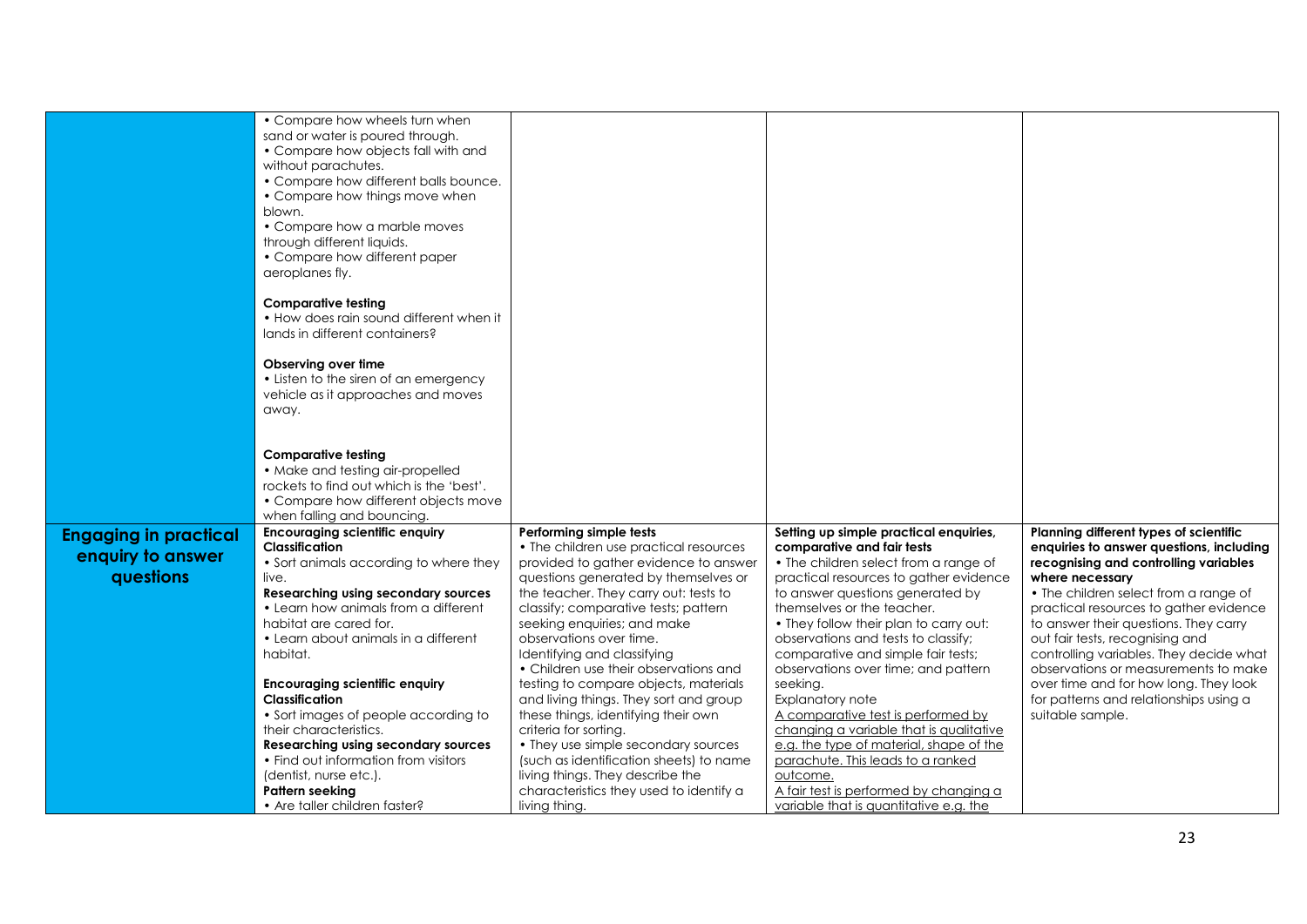| | | | | |
|---|---|---|---|---|
| | • Compare how wheels turn when sand or water is poured through.<br>• Compare how objects fall with and without parachutes.<br>• Compare how different balls bounce.<br>• Compare how things move when blown.<br>• Compare how a marble moves through different liquids.<br>• Compare how different paper aeroplanes fly.<br><br>**Comparative testing**<br>• How does rain sound different when it lands in different containers?<br><br>**Observing over time**<br>• Listen to the siren of an emergency vehicle as it approaches and moves away.<br><br>**Comparative testing**<br>• Make and testing air-propelled rockets to find out which is the 'best'.<br>• Compare how different objects move when falling and bouncing. | | | |
| **Engaging in practical enquiry to answer questions** | **Encouraging scientific enquiry**<br>**Classification**<br>• Sort animals according to where they live.<br>**Researching using secondary sources**<br>• Learn how animals from a different habitat are cared for.<br>• Learn about animals in a different habitat.<br><br>**Encouraging scientific enquiry**<br>**Classification**<br>• Sort images of people according to their characteristics.<br>**Researching using secondary sources**<br>• Find out information from visitors (dentist, nurse etc.).<br>**Pattern seeking**<br>• Are taller children faster? | **Performing simple tests**<br>• The children use practical resources provided to gather evidence to answer questions generated by themselves or the teacher. They carry out: tests to classify; comparative tests; pattern seeking enquiries; and make observations over time.<br>Identifying and classifying<br>• Children use their observations and testing to compare objects, materials and living things. They sort and group these things, identifying their own criteria for sorting.<br>• They use simple secondary sources (such as identification sheets) to name living things. They describe the characteristics they used to identify a living thing. | **Setting up simple practical enquiries, comparative and fair tests**<br>• The children select from a range of practical resources to gather evidence to answer questions generated by themselves or the teacher.<br>• They follow their plan to carry out: observations and tests to classify; comparative and simple fair tests; observations over time; and pattern seeking.<br>Explanatory note<br><u>A comparative test is performed by changing a variable that is qualitative e.g. the type of material, shape of the parachute. This leads to a ranked outcome.</u><br><u>A fair test is performed by changing a variable that is quantitative e.g. the</u> | **Planning different types of scientific enquiries to answer questions, including recognising and controlling variables where necessary**<br>• The children select from a range of practical resources to gather evidence to answer their questions. They carry out fair tests, recognising and controlling variables. They decide what observations or measurements to make over time and for how long. They look for patterns and relationships using a suitable sample. |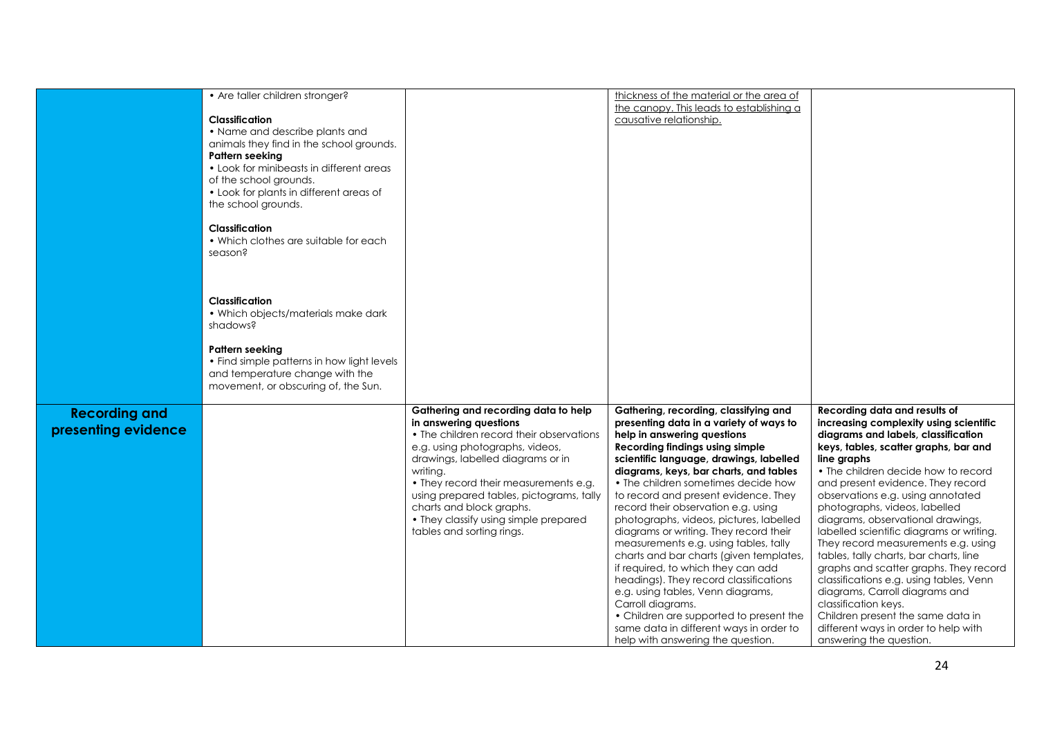| | | | | |
|---|---|---|---|---|
| | • Are taller children stronger?<br><br>**Classification**<br>• Name and describe plants and animals they find in the school grounds.<br>**Pattern seeking**<br>• Look for minibeasts in different areas of the school grounds.<br>• Look for plants in different areas of the school grounds.<br><br>**Classification**<br>• Which clothes are suitable for each season?<br><br>**Classification**<br>• Which objects/materials make dark shadows?<br><br>**Pattern seeking**<br>• Find simple patterns in how light levels and temperature change with the movement, or obscuring of, the Sun. | | thickness of the material or the area of the canopy. This leads to establishing a causative relationship. | |
| **Recording and presenting evidence** | | **Gathering and recording data to help in answering questions**<br>• The children record their observations e.g. using photographs, videos, drawings, labelled diagrams or in writing.<br>• They record their measurements e.g. using prepared tables, pictograms, tally charts and block graphs.<br>• They classify using simple prepared tables and sorting rings. | **Gathering, recording, classifying and presenting data in a variety of ways to help in answering questions**<br>**Recording findings using simple scientific language, drawings, labelled diagrams, keys, bar charts, and tables**<br>• The children sometimes decide how to record and present evidence. They record their observation e.g. using photographs, videos, pictures, labelled diagrams or writing. They record their measurements e.g. using tables, tally charts and bar charts (given templates, if required, to which they can add headings). They record classifications e.g. using tables, Venn diagrams, Carroll diagrams.<br>• Children are supported to present the same data in different ways in order to help with answering the question. | **Recording data and results of increasing complexity using scientific diagrams and labels, classification keys, tables, scatter graphs, bar and line graphs**<br>• The children decide how to record and present evidence. They record observations e.g. using annotated photographs, videos, labelled diagrams, observational drawings, labelled scientific diagrams or writing. They record measurements e.g. using tables, tally charts, bar charts, line graphs and scatter graphs. They record classifications e.g. using tables, Venn diagrams, Carroll diagrams and classification keys.<br>Children present the same data in different ways in order to help with answering the question. |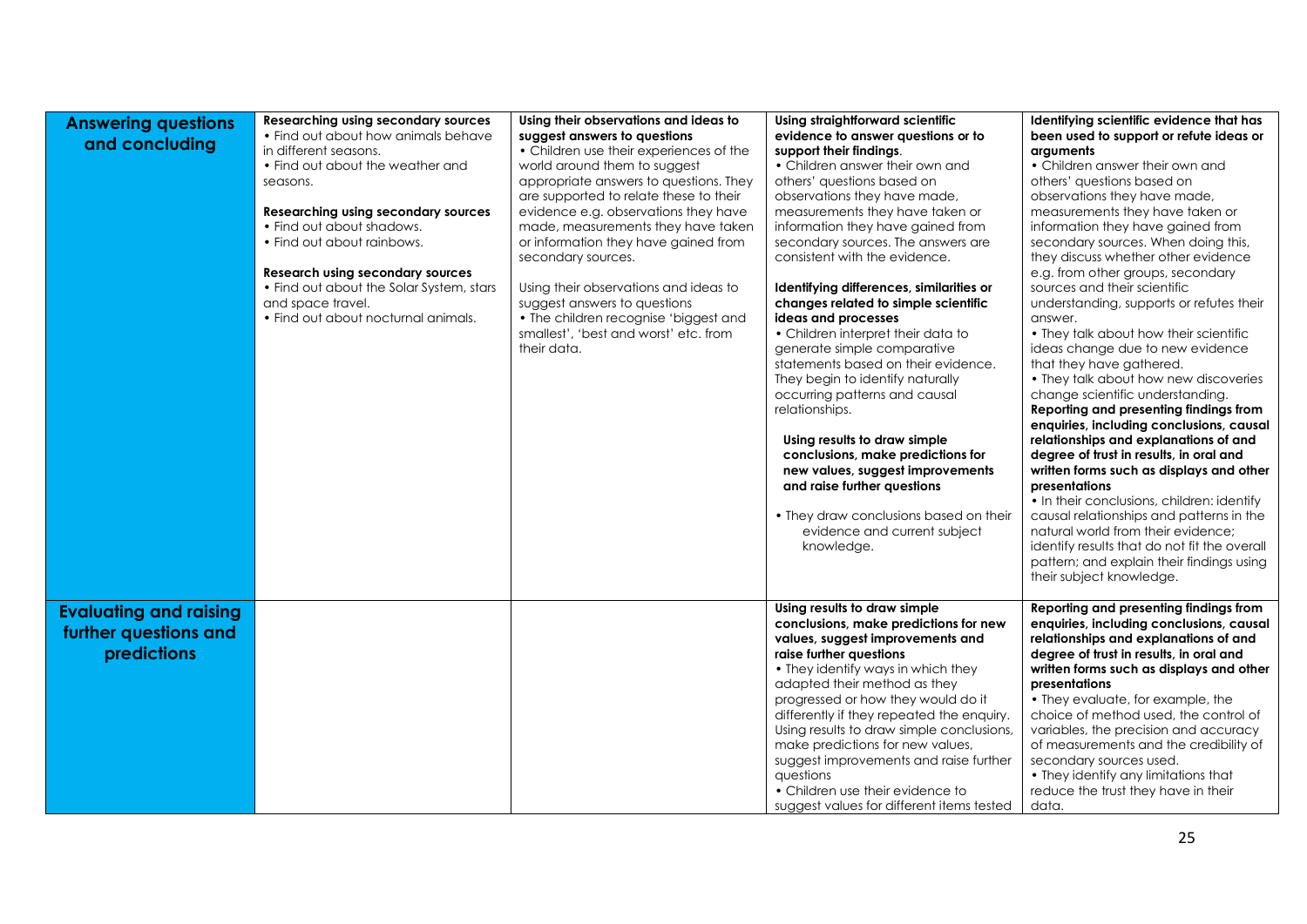| | | | | |
|---|---|---|---|---|
| **Answering questions and concluding** | **Researching using secondary sources**<br>• Find out about how animals behave in different seasons.<br>• Find out about the weather and seasons.<br><br>**Researching using secondary sources**<br>• Find out about shadows.<br>• Find out about rainbows.<br><br>**Research using secondary sources**<br>• Find out about the Solar System, stars and space travel.<br>• Find out about nocturnal animals. | **Using their observations and ideas to suggest answers to questions**<br>• Children use their experiences of the world around them to suggest appropriate answers to questions. They are supported to relate these to their evidence e.g. observations they have made, measurements they have taken or information they have gained from secondary sources.<br><br>Using their observations and ideas to suggest answers to questions<br>• The children recognise 'biggest and smallest', 'best and worst' etc. from their data. | **Using straightforward scientific evidence to answer questions or to support their findings**.<br>• Children answer their own and others' questions based on observations they have made, measurements they have taken or information they have gained from secondary sources. The answers are consistent with the evidence.<br><br>**Identifying differences, similarities or changes related to simple scientific ideas and processes**<br>• Children interpret their data to generate simple comparative statements based on their evidence. They begin to identify naturally occurring patterns and causal relationships.<br><br>**Using results to draw simple conclusions, make predictions for new values, suggest improvements and raise further questions**<br><br>• They draw conclusions based on their evidence and current subject knowledge. | **Identifying scientific evidence that has been used to support or refute ideas or arguments**<br>• Children answer their own and others' questions based on observations they have made, measurements they have taken or information they have gained from secondary sources. When doing this, they discuss whether other evidence e.g. from other groups, secondary sources and their scientific understanding, supports or refutes their answer.<br>• They talk about how their scientific ideas change due to new evidence that they have gathered.<br>• They talk about how new discoveries change scientific understanding.<br>**Reporting and presenting findings from enquiries, including conclusions, causal relationships and explanations of and degree of trust in results, in oral and written forms such as displays and other presentations**<br>• In their conclusions, children: identify causal relationships and patterns in the natural world from their evidence; identify results that do not fit the overall pattern; and explain their findings using their subject knowledge. |
| **Evaluating and raising further questions and predictions** | | | **Using results to draw simple conclusions, make predictions for new values, suggest improvements and raise further questions**<br>• They identify ways in which they adapted their method as they progressed or how they would do it differently if they repeated the enquiry.<br>Using results to draw simple conclusions, make predictions for new values, suggest improvements and raise further questions<br>• Children use their evidence to suggest values for different items tested | **Reporting and presenting findings from enquiries, including conclusions, causal relationships and explanations of and degree of trust in results, in oral and written forms such as displays and other presentations**<br>• They evaluate, for example, the choice of method used, the control of variables, the precision and accuracy of measurements and the credibility of secondary sources used.<br>• They identify any limitations that reduce the trust they have in their data. |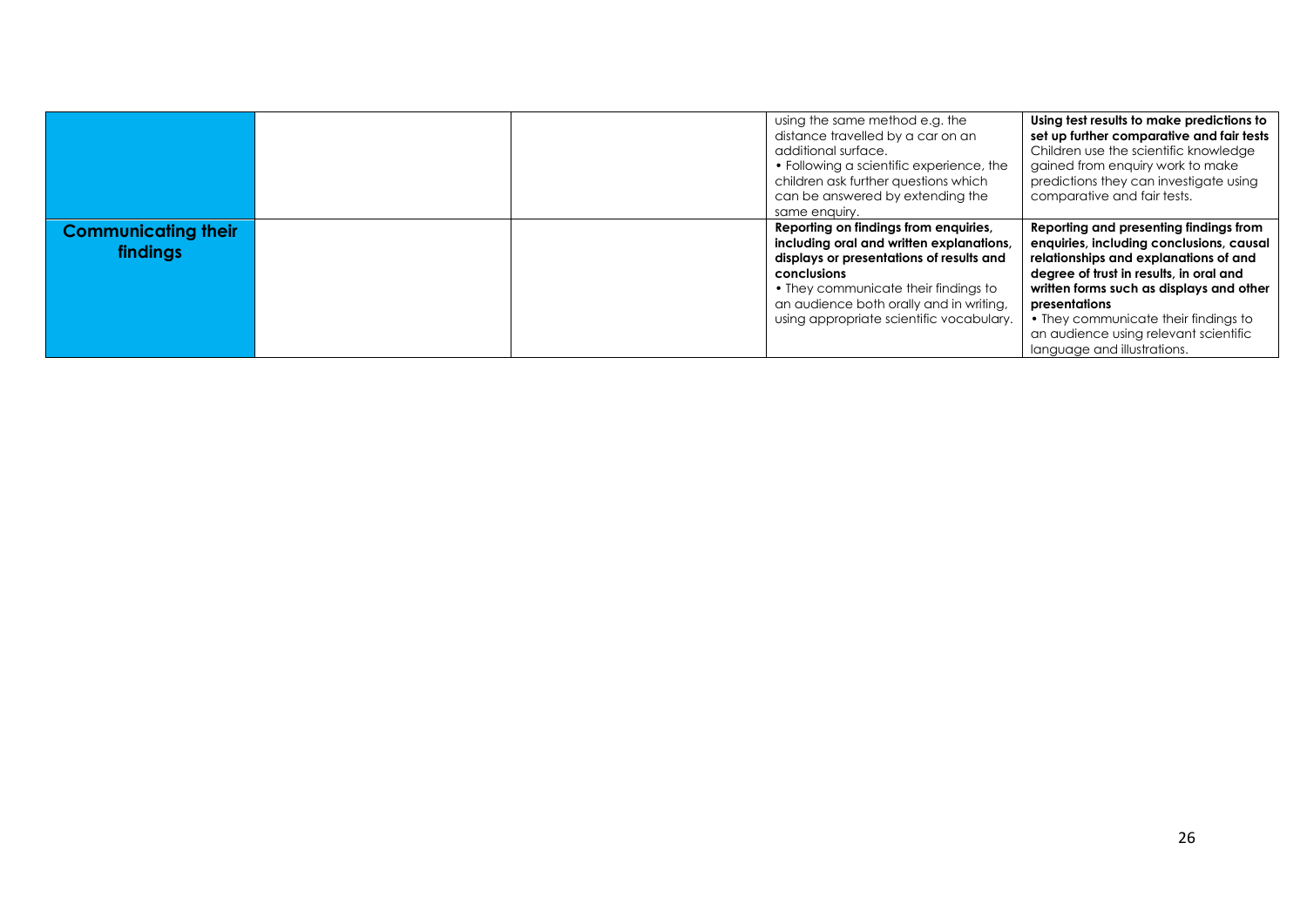| | | | | |
|---|---|---|---|---|
| | | | using the same method e.g. the distance travelled by a car on an additional surface.<br>• Following a scientific experience, the children ask further questions which can be answered by extending the same enquiry. | **Using test results to make predictions to set up further comparative and fair tests**<br>Children use the scientific knowledge gained from enquiry work to make predictions they can investigate using comparative and fair tests. |
| **Communicating their findings** | | | **Reporting on findings from enquiries, including oral and written explanations, displays or presentations of results and conclusions**<br>• They communicate their findings to an audience both orally and in writing, using appropriate scientific vocabulary. | **Reporting and presenting findings from enquiries, including conclusions, causal relationships and explanations of and degree of trust in results, in oral and written forms such as displays and other presentations**<br>• They communicate their findings to an audience using relevant scientific language and illustrations. |